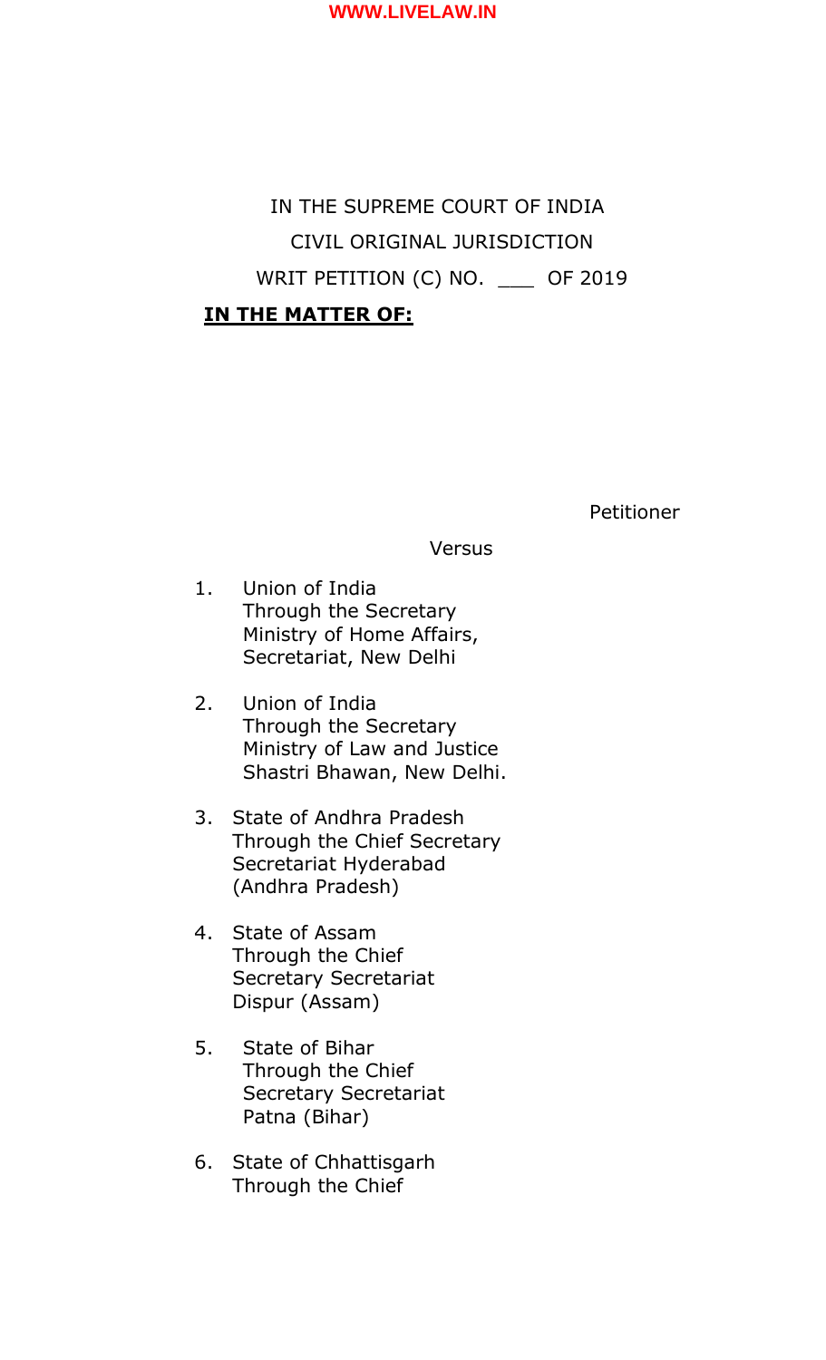IN THE SUPREME COURT OF INDIA

CIVIL ORIGINAL JURISDICTION

WRIT PETITION (C) NO. ___ OF 2019

**IN THE MATTER OF:**

Petitioner

Versus

1. Union of India
   Through the Secretary
   Ministry of Home Affairs,
   Secretariat, New Delhi

2. Union of India
   Through the Secretary
   Ministry of Law and Justice
   Shastri Bhawan, New Delhi.

3. State of Andhra Pradesh
   Through the Chief Secretary
   Secretariat Hyderabad
   (Andhra Pradesh)

4. State of Assam
   Through the Chief
   Secretary Secretariat
   Dispur (Assam)

5. State of Bihar
   Through the Chief
   Secretary Secretariat
   Patna (Bihar)

6. State of Chhattisgarh
   Through the Chief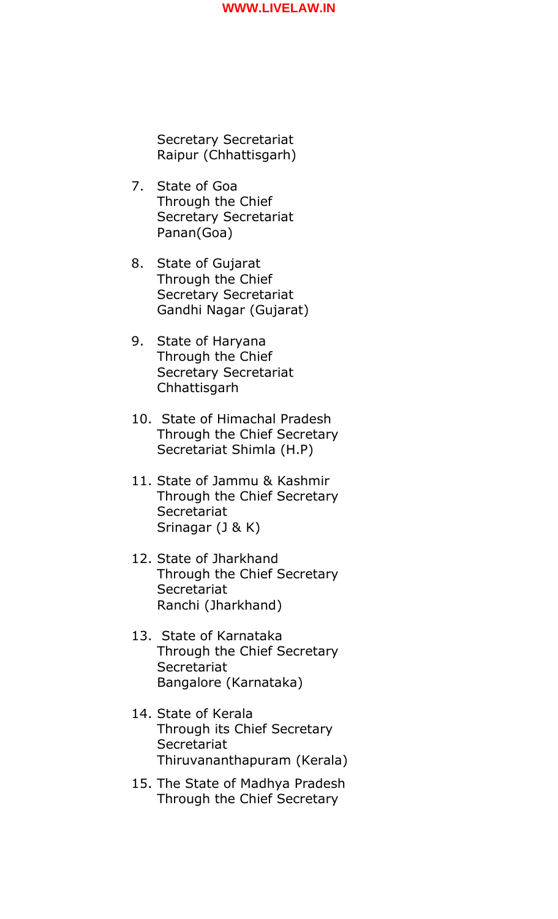Secretary Secretariat
Raipur (Chhattisgarh)

7. State of Goa
   Through the Chief
   Secretary Secretariat
   Panan(Goa)

8. State of Gujarat
   Through the Chief
   Secretary Secretariat
   Gandhi Nagar (Gujarat)

9. State of Haryana
   Through the Chief
   Secretary Secretariat
   Chhattisgarh

10. State of Himachal Pradesh
    Through the Chief Secretary
    Secretariat Shimla (H.P)

11. State of Jammu & Kashmir
    Through the Chief Secretary
    Secretariat
    Srinagar (J & K)

12. State of Jharkhand
    Through the Chief Secretary
    Secretariat
    Ranchi (Jharkhand)

13. State of Karnataka
    Through the Chief Secretary
    Secretariat
    Bangalore (Karnataka)

14. State of Kerala
    Through its Chief Secretary
    Secretariat
    Thiruvananthapuram (Kerala)

15. The State of Madhya Pradesh
    Through the Chief Secretary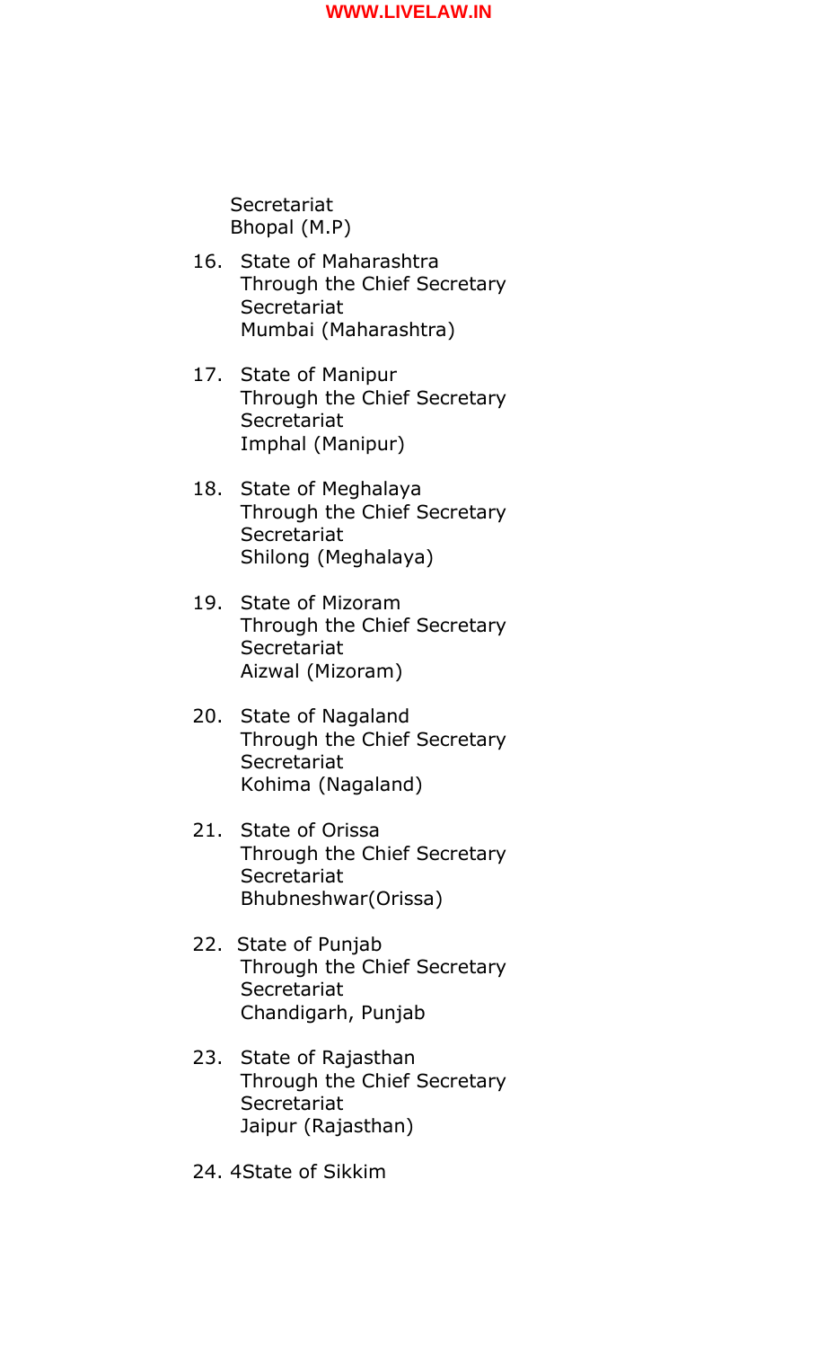Secretariat
Bhopal (M.P)

16. State of Maharashtra
    Through the Chief Secretary
    Secretariat
    Mumbai (Maharashtra)

17. State of Manipur
    Through the Chief Secretary
    Secretariat
    Imphal (Manipur)

18. State of Meghalaya
    Through the Chief Secretary
    Secretariat
    Shilong (Meghalaya)

19. State of Mizoram
    Through the Chief Secretary
    Secretariat
    Aizwal (Mizoram)

20. State of Nagaland
    Through the Chief Secretary
    Secretariat
    Kohima (Nagaland)

21. State of Orissa
    Through the Chief Secretary
    Secretariat
    Bhubneshwar(Orissa)

22. State of Punjab
    Through the Chief Secretary
    Secretariat
    Chandigarh, Punjab

23. State of Rajasthan
    Through the Chief Secretary
    Secretariat
    Jaipur (Rajasthan)

24. 4State of Sikkim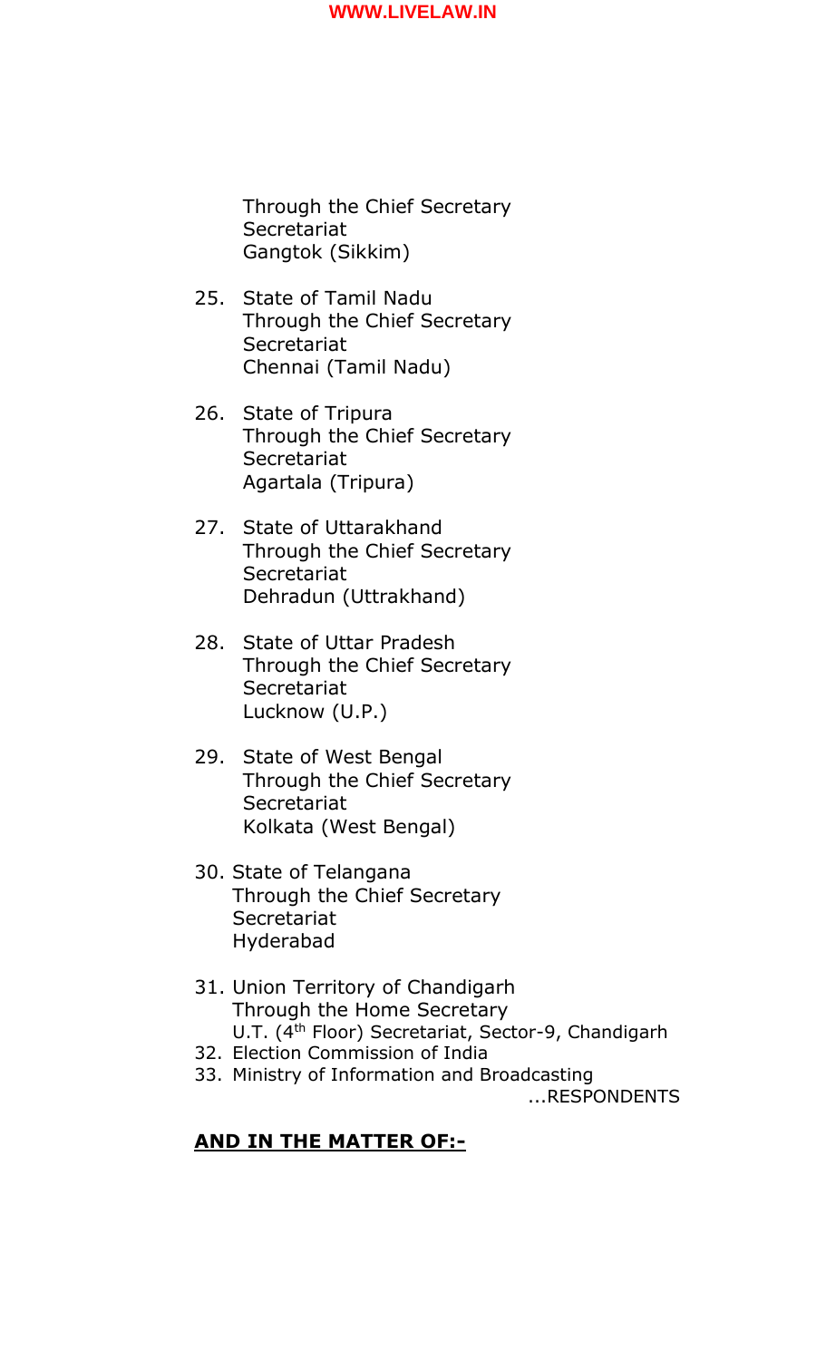Through the Chief Secretary
Secretariat
Gangtok (Sikkim)

25. State of Tamil Nadu
    Through the Chief Secretary
    Secretariat
    Chennai (Tamil Nadu)

26. State of Tripura
    Through the Chief Secretary
    Secretariat
    Agartala (Tripura)

27. State of Uttarakhand
    Through the Chief Secretary
    Secretariat
    Dehradun (Uttrakhand)

28. State of Uttar Pradesh
    Through the Chief Secretary
    Secretariat
    Lucknow (U.P.)

29. State of West Bengal
    Through the Chief Secretary
    Secretariat
    Kolkata (West Bengal)

30. State of Telangana
    Through the Chief Secretary
    Secretariat
    Hyderabad

31. Union Territory of Chandigarh
    Through the Home Secretary
    U.T. (4th Floor) Secretariat, Sector-9, Chandigarh
32. Election Commission of India
33. Ministry of Information and Broadcasting

...RESPONDENTS

**AND IN THE MATTER OF:-**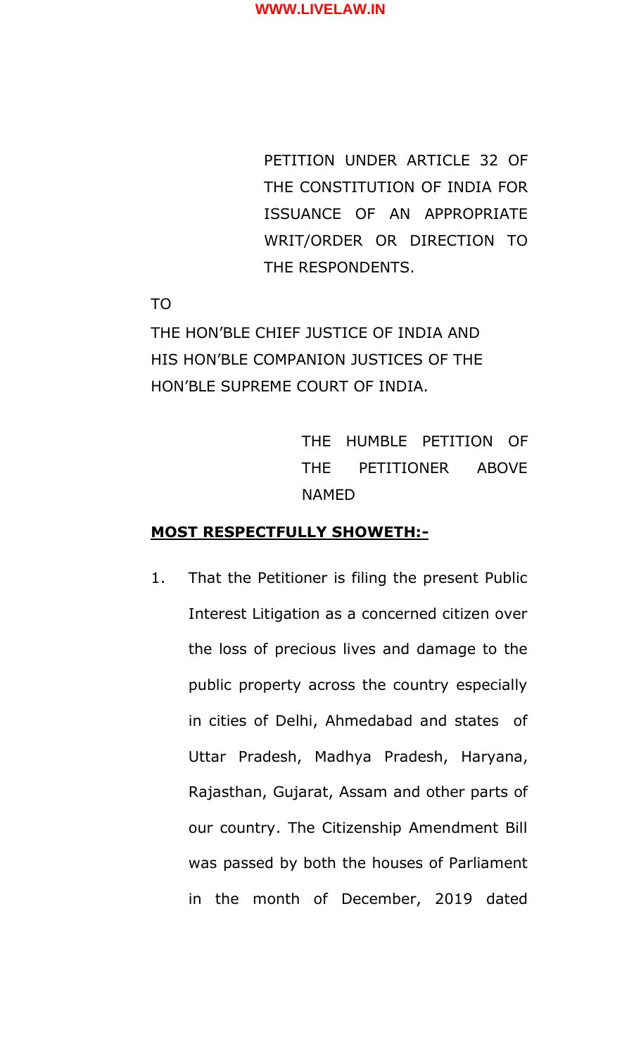PETITION UNDER ARTICLE 32 OF THE CONSTITUTION OF INDIA FOR ISSUANCE OF AN APPROPRIATE WRIT/ORDER OR DIRECTION TO THE RESPONDENTS.

TO

THE HON'BLE CHIEF JUSTICE OF INDIA AND HIS HON'BLE COMPANION JUSTICES OF THE HON'BLE SUPREME COURT OF INDIA.

THE HUMBLE PETITION OF THE PETITIONER ABOVE NAMED

**MOST RESPECTFULLY SHOWETH:-**

1. That the Petitioner is filing the present Public Interest Litigation as a concerned citizen over the loss of precious lives and damage to the public property across the country especially in cities of Delhi, Ahmedabad and states of Uttar Pradesh, Madhya Pradesh, Haryana, Rajasthan, Gujarat, Assam and other parts of our country. The Citizenship Amendment Bill was passed by both the houses of Parliament in the month of December, 2019 dated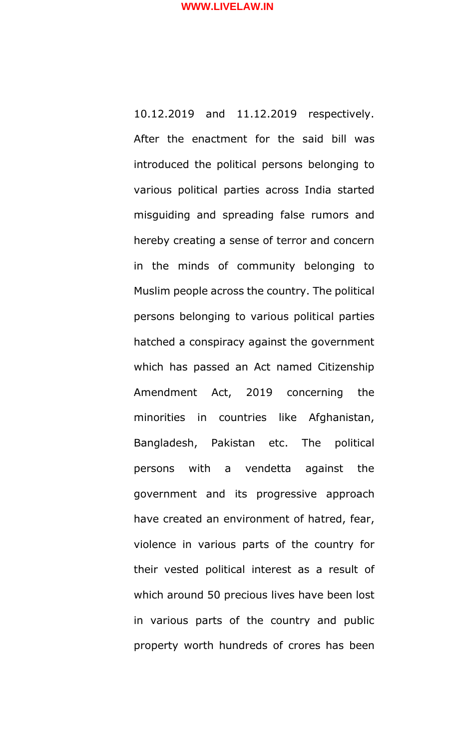10.12.2019 and 11.12.2019 respectively. After the enactment for the said bill was introduced the political persons belonging to various political parties across India started misguiding and spreading false rumors and hereby creating a sense of terror and concern in the minds of community belonging to Muslim people across the country. The political persons belonging to various political parties hatched a conspiracy against the government which has passed an Act named Citizenship Amendment Act, 2019 concerning the minorities in countries like Afghanistan, Bangladesh, Pakistan etc. The political persons with a vendetta against the government and its progressive approach have created an environment of hatred, fear, violence in various parts of the country for their vested political interest as a result of which around 50 precious lives have been lost in various parts of the country and public property worth hundreds of crores has been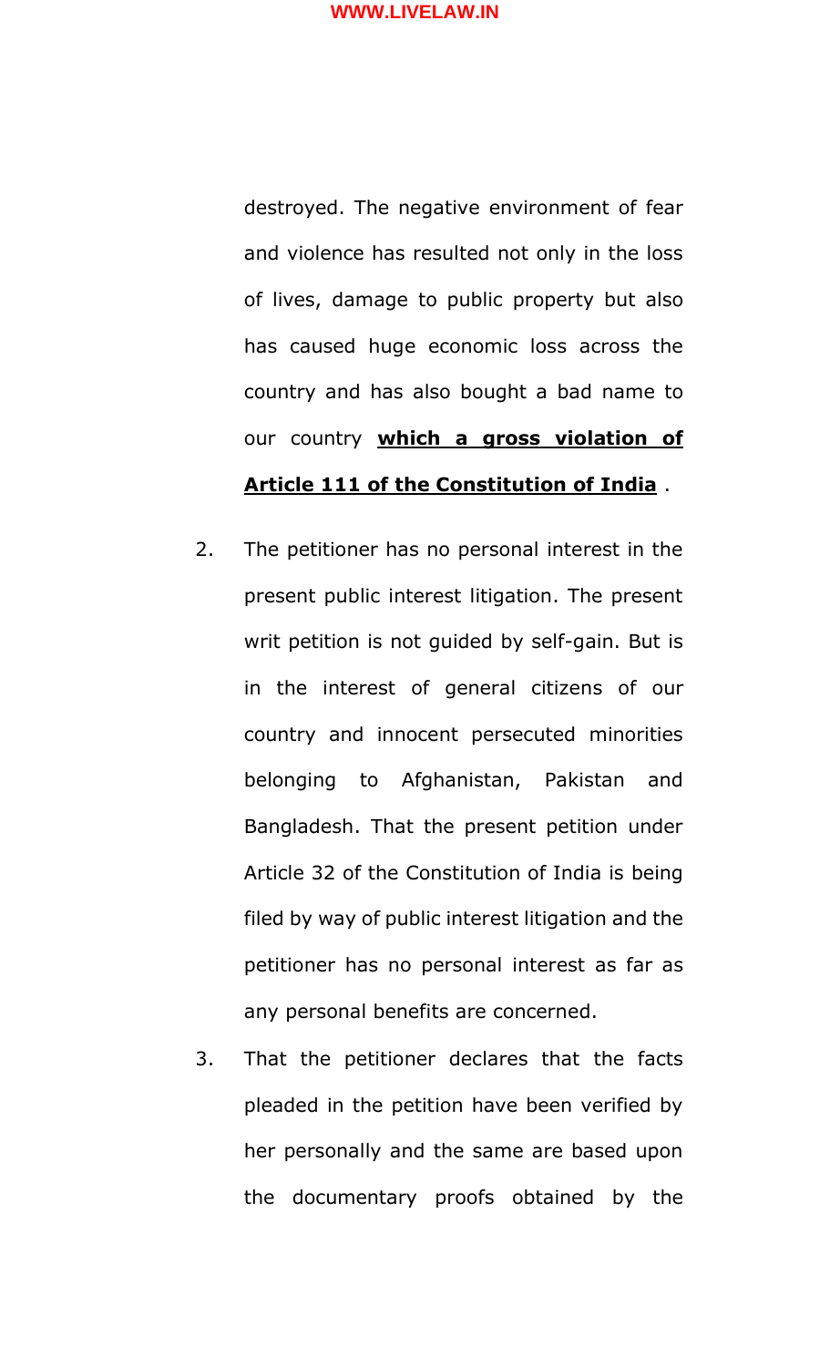destroyed. The negative environment of fear and violence has resulted not only in the loss of lives, damage to public property but also has caused huge economic loss across the country and has also bought a bad name to our country **<u>which a gross violation of Article 111 of the Constitution of India</u>** .

2. The petitioner has no personal interest in the present public interest litigation. The present writ petition is not guided by self-gain. But is in the interest of general citizens of our country and innocent persecuted minorities belonging to Afghanistan, Pakistan and Bangladesh. That the present petition under Article 32 of the Constitution of India is being filed by way of public interest litigation and the petitioner has no personal interest as far as any personal benefits are concerned.

3. That the petitioner declares that the facts pleaded in the petition have been verified by her personally and the same are based upon the documentary proofs obtained by the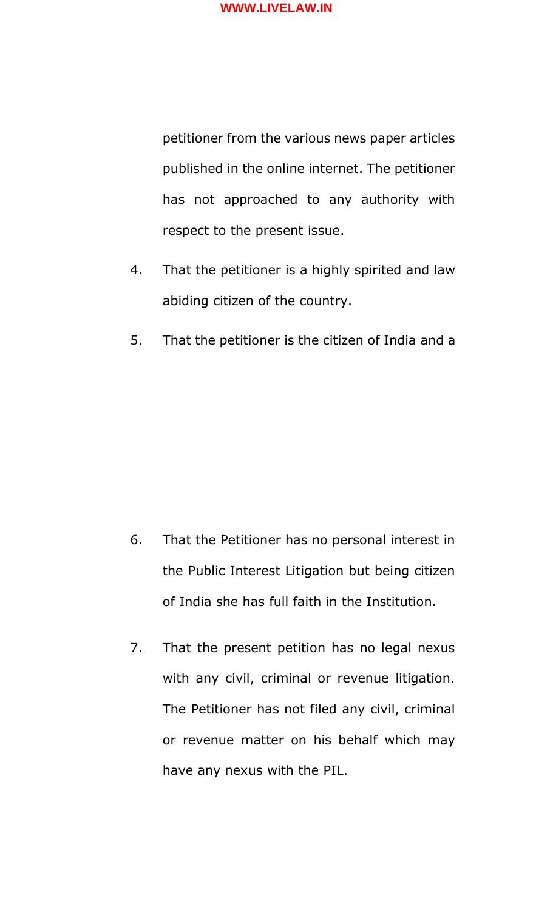petitioner from the various news paper articles published in the online internet. The petitioner has not approached to any authority with respect to the present issue.

4. That the petitioner is a highly spirited and law abiding citizen of the country.

5. That the petitioner is the citizen of India and a

6. That the Petitioner has no personal interest in the Public Interest Litigation but being citizen of India she has full faith in the Institution.

7. That the present petition has no legal nexus with any civil, criminal or revenue litigation. The Petitioner has not filed any civil, criminal or revenue matter on his behalf which may have any nexus with the PIL.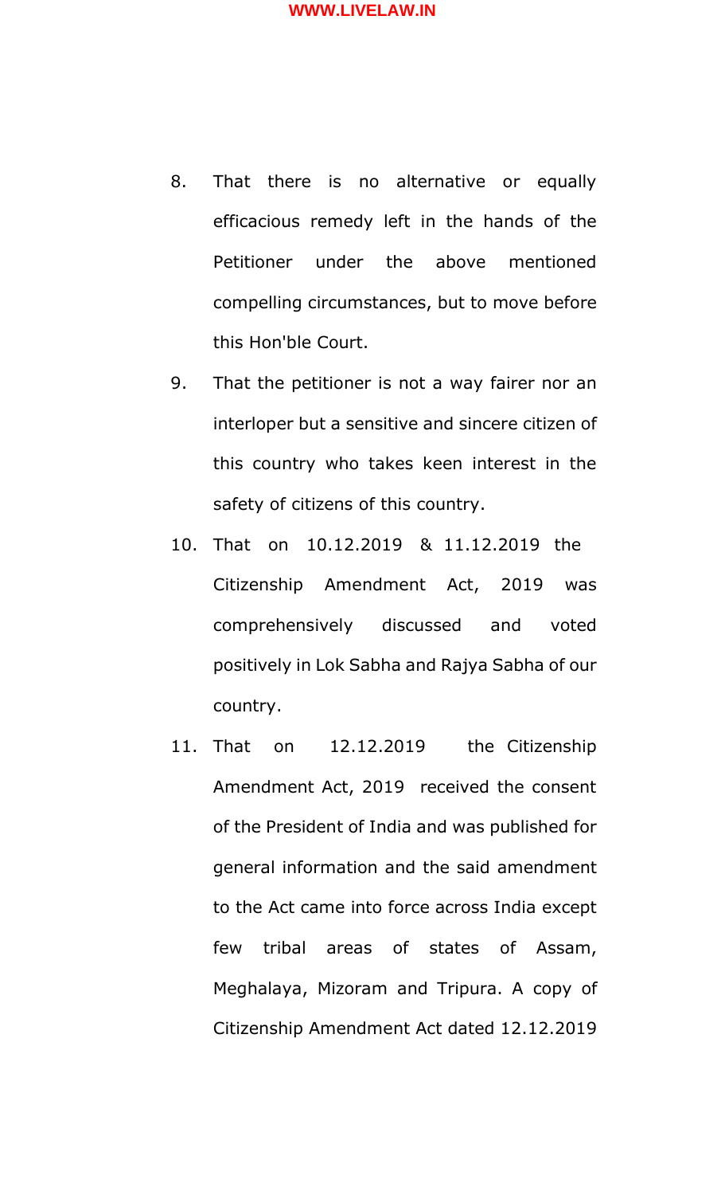8. That there is no alternative or equally efficacious remedy left in the hands of the Petitioner under the above mentioned compelling circumstances, but to move before this Hon'ble Court.

9. That the petitioner is not a way fairer nor an interloper but a sensitive and sincere citizen of this country who takes keen interest in the safety of citizens of this country.

10. That on 10.12.2019 & 11.12.2019 the Citizenship Amendment Act, 2019 was comprehensively discussed and voted positively in Lok Sabha and Rajya Sabha of our country.

11. That on 12.12.2019 the Citizenship Amendment Act, 2019 received the consent of the President of India and was published for general information and the said amendment to the Act came into force across India except few tribal areas of states of Assam, Meghalaya, Mizoram and Tripura. A copy of Citizenship Amendment Act dated 12.12.2019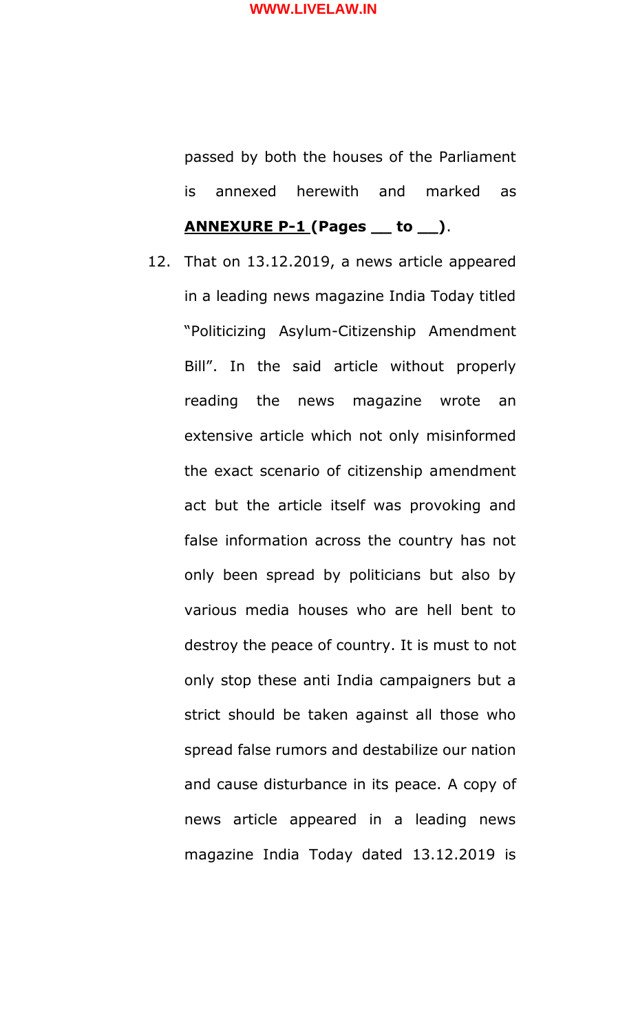passed by both the houses of the Parliament is annexed herewith and marked as **<u>ANNEXURE P-1</u> (Pages __ to __)**.

12. That on 13.12.2019, a news article appeared in a leading news magazine India Today titled "Politicizing Asylum-Citizenship Amendment Bill". In the said article without properly reading the news magazine wrote an extensive article which not only misinformed the exact scenario of citizenship amendment act but the article itself was provoking and false information across the country has not only been spread by politicians but also by various media houses who are hell bent to destroy the peace of country. It is must to not only stop these anti India campaigners but a strict should be taken against all those who spread false rumors and destabilize our nation and cause disturbance in its peace. A copy of news article appeared in a leading news magazine India Today dated 13.12.2019 is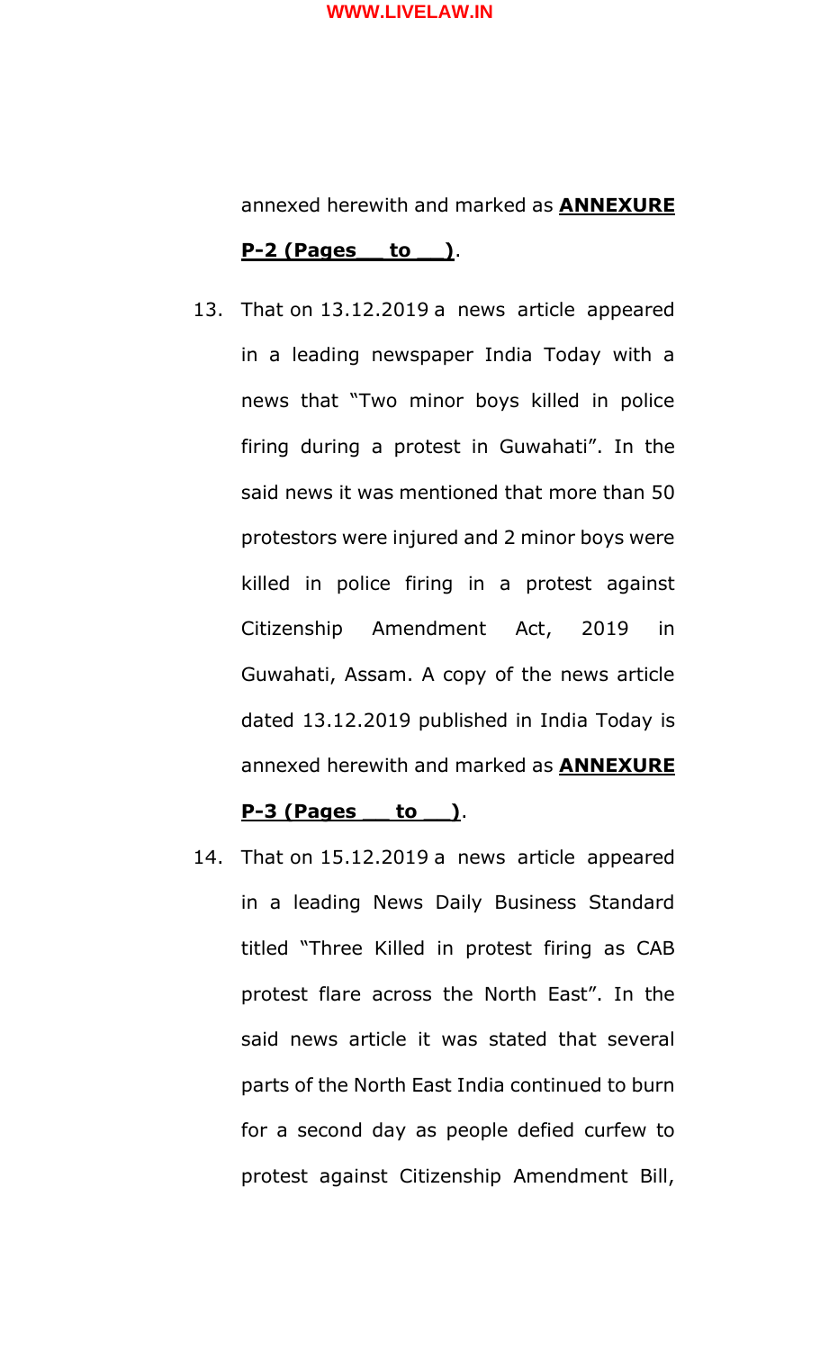annexed herewith and marked as **ANNEXURE P-2 (Pages__ to __)**.

13. That on 13.12.2019 a news article appeared in a leading newspaper India Today with a news that "Two minor boys killed in police firing during a protest in Guwahati". In the said news it was mentioned that more than 50 protestors were injured and 2 minor boys were killed in police firing in a protest against Citizenship Amendment Act, 2019 in Guwahati, Assam. A copy of the news article dated 13.12.2019 published in India Today is annexed herewith and marked as **ANNEXURE P-3 (Pages __ to __)**.

14. That on 15.12.2019 a news article appeared in a leading News Daily Business Standard titled "Three Killed in protest firing as CAB protest flare across the North East". In the said news article it was stated that several parts of the North East India continued to burn for a second day as people defied curfew to protest against Citizenship Amendment Bill,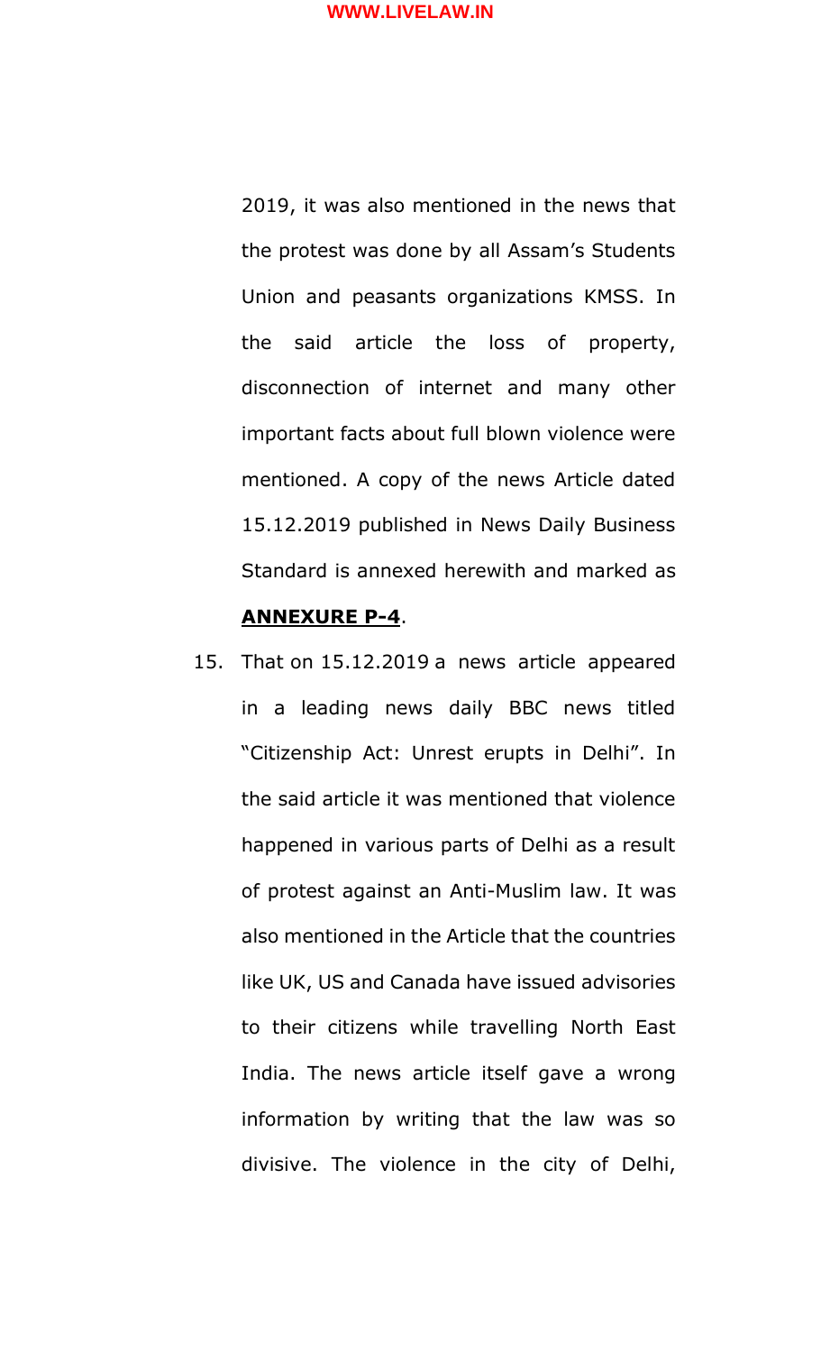2019, it was also mentioned in the news that the protest was done by all Assam's Students Union and peasants organizations KMSS. In the said article the loss of property, disconnection of internet and many other important facts about full blown violence were mentioned. A copy of the news Article dated 15.12.2019 published in News Daily Business Standard is annexed herewith and marked as **ANNEXURE P-4**.

15. That on 15.12.2019 a news article appeared in a leading news daily BBC news titled "Citizenship Act: Unrest erupts in Delhi". In the said article it was mentioned that violence happened in various parts of Delhi as a result of protest against an Anti-Muslim law. It was also mentioned in the Article that the countries like UK, US and Canada have issued advisories to their citizens while travelling North East India. The news article itself gave a wrong information by writing that the law was so divisive. The violence in the city of Delhi,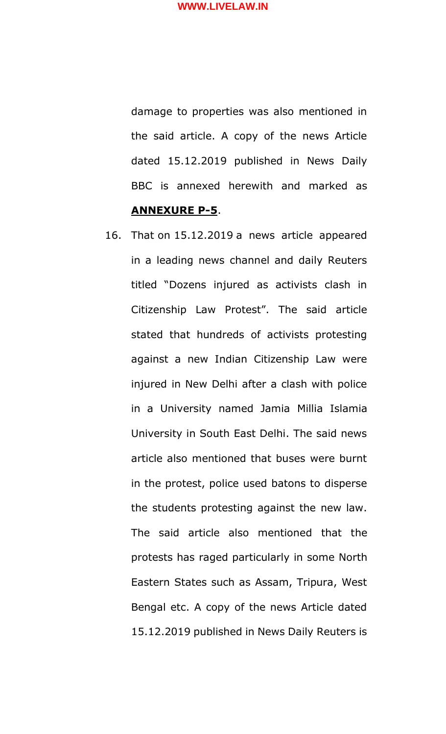damage to properties was also mentioned in the said article. A copy of the news Article dated 15.12.2019 published in News Daily BBC is annexed herewith and marked as **ANNEXURE P-5**.

16. That on 15.12.2019 a news article appeared in a leading news channel and daily Reuters titled "Dozens injured as activists clash in Citizenship Law Protest". The said article stated that hundreds of activists protesting against a new Indian Citizenship Law were injured in New Delhi after a clash with police in a University named Jamia Millia Islamia University in South East Delhi. The said news article also mentioned that buses were burnt in the protest, police used batons to disperse the students protesting against the new law. The said article also mentioned that the protests has raged particularly in some North Eastern States such as Assam, Tripura, West Bengal etc. A copy of the news Article dated 15.12.2019 published in News Daily Reuters is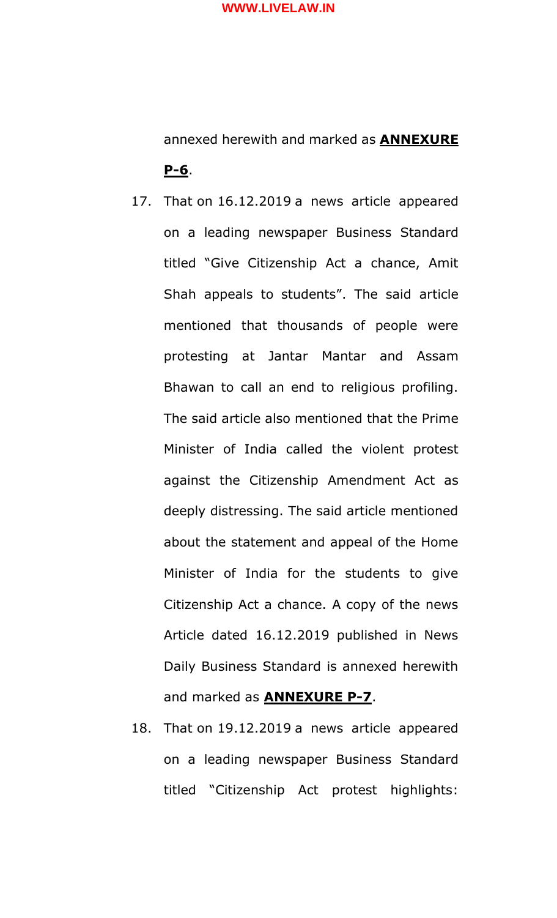annexed herewith and marked as **ANNEXURE P-6**.

17. That on 16.12.2019 a news article appeared on a leading newspaper Business Standard titled "Give Citizenship Act a chance, Amit Shah appeals to students". The said article mentioned that thousands of people were protesting at Jantar Mantar and Assam Bhawan to call an end to religious profiling. The said article also mentioned that the Prime Minister of India called the violent protest against the Citizenship Amendment Act as deeply distressing. The said article mentioned about the statement and appeal of the Home Minister of India for the students to give Citizenship Act a chance. A copy of the news Article dated 16.12.2019 published in News Daily Business Standard is annexed herewith and marked as **ANNEXURE P-7**.

18. That on 19.12.2019 a news article appeared on a leading newspaper Business Standard titled "Citizenship Act protest highlights: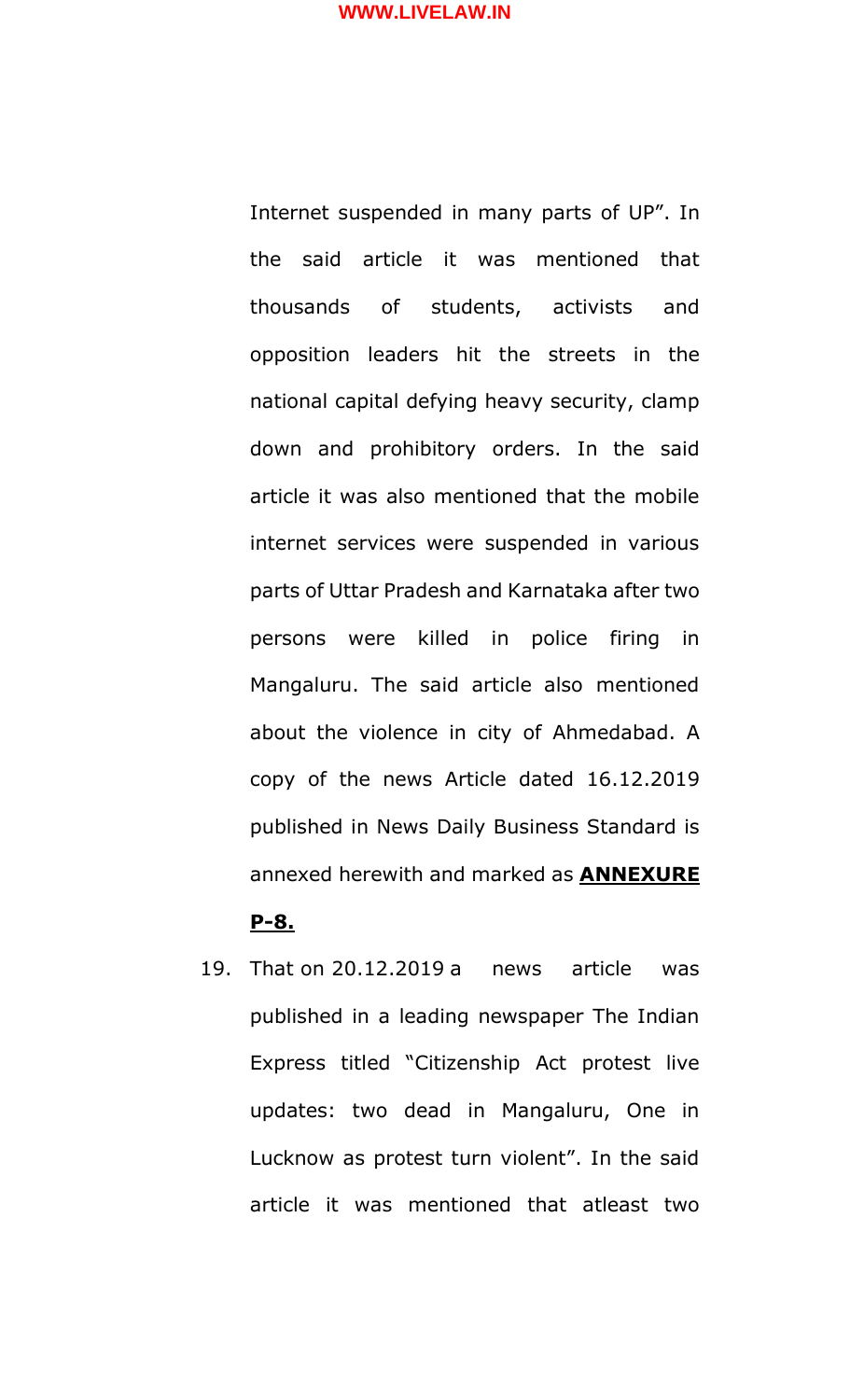Internet suspended in many parts of UP". In the said article it was mentioned that thousands of students, activists and opposition leaders hit the streets in the national capital defying heavy security, clamp down and prohibitory orders. In the said article it was also mentioned that the mobile internet services were suspended in various parts of Uttar Pradesh and Karnataka after two persons were killed in police firing in Mangaluru. The said article also mentioned about the violence in city of Ahmedabad. A copy of the news Article dated 16.12.2019 published in News Daily Business Standard is annexed herewith and marked as **ANNEXURE P-8.**

19. That on 20.12.2019 a news article was published in a leading newspaper The Indian Express titled "Citizenship Act protest live updates: two dead in Mangaluru, One in Lucknow as protest turn violent". In the said article it was mentioned that atleast two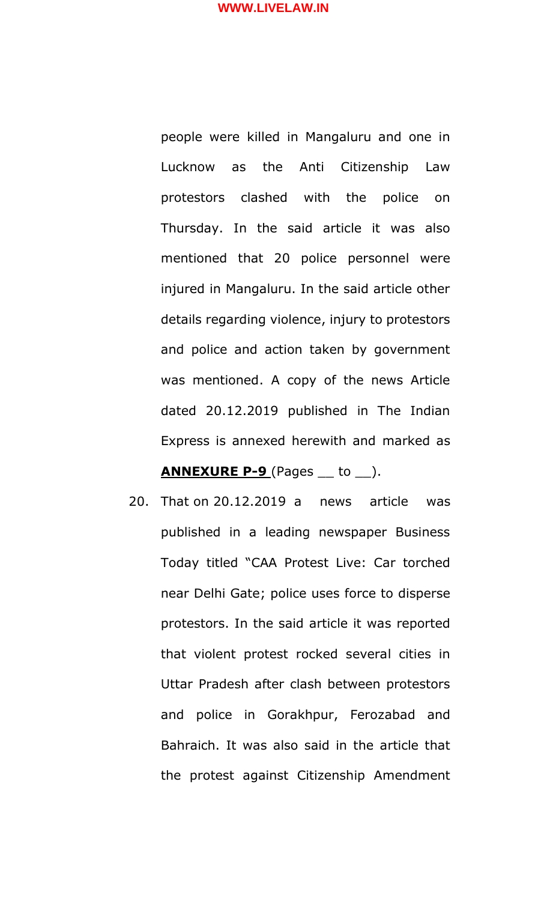people were killed in Mangaluru and one in Lucknow as the Anti Citizenship Law protestors clashed with the police on Thursday. In the said article it was also mentioned that 20 police personnel were injured in Mangaluru. In the said article other details regarding violence, injury to protestors and police and action taken by government was mentioned. A copy of the news Article dated 20.12.2019 published in The Indian Express is annexed herewith and marked as **ANNEXURE P-9** (Pages __ to __).

20. That on 20.12.2019 a news article was published in a leading newspaper Business Today titled "CAA Protest Live: Car torched near Delhi Gate; police uses force to disperse protestors. In the said article it was reported that violent protest rocked several cities in Uttar Pradesh after clash between protestors and police in Gorakhpur, Ferozabad and Bahraich. It was also said in the article that the protest against Citizenship Amendment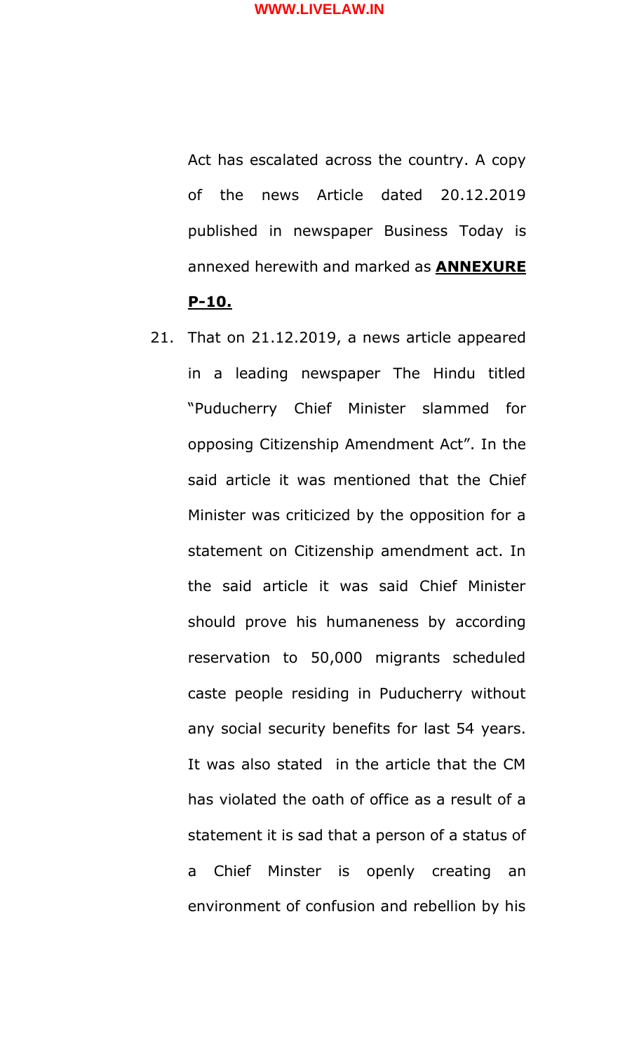Act has escalated across the country. A copy of the news Article dated 20.12.2019 published in newspaper Business Today is annexed herewith and marked as **ANNEXURE P-10.**

21. That on 21.12.2019, a news article appeared in a leading newspaper The Hindu titled "Puducherry Chief Minister slammed for opposing Citizenship Amendment Act". In the said article it was mentioned that the Chief Minister was criticized by the opposition for a statement on Citizenship amendment act. In the said article it was said Chief Minister should prove his humaneness by according reservation to 50,000 migrants scheduled caste people residing in Puducherry without any social security benefits for last 54 years. It was also stated in the article that the CM has violated the oath of office as a result of a statement it is sad that a person of a status of a Chief Minster is openly creating an environment of confusion and rebellion by his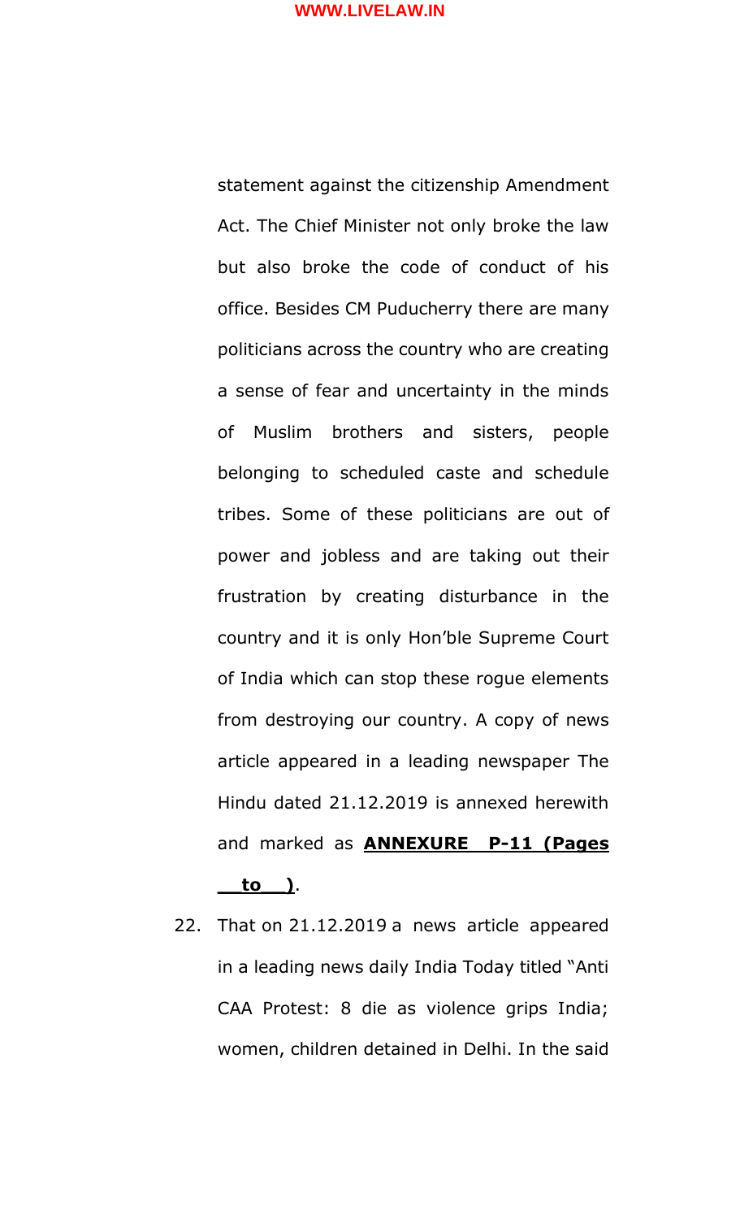statement against the citizenship Amendment Act. The Chief Minister not only broke the law but also broke the code of conduct of his office. Besides CM Puducherry there are many politicians across the country who are creating a sense of fear and uncertainty in the minds of Muslim brothers and sisters, people belonging to scheduled caste and schedule tribes. Some of these politicians are out of power and jobless and are taking out their frustration by creating disturbance in the country and it is only Hon'ble Supreme Court of India which can stop these rogue elements from destroying our country. A copy of news article appeared in a leading newspaper The Hindu dated 21.12.2019 is annexed herewith and marked as **ANNEXURE P-11 (Pages \_\_to\_\_)**.

22. That on 21.12.2019 a news article appeared in a leading news daily India Today titled "Anti CAA Protest: 8 die as violence grips India; women, children detained in Delhi. In the said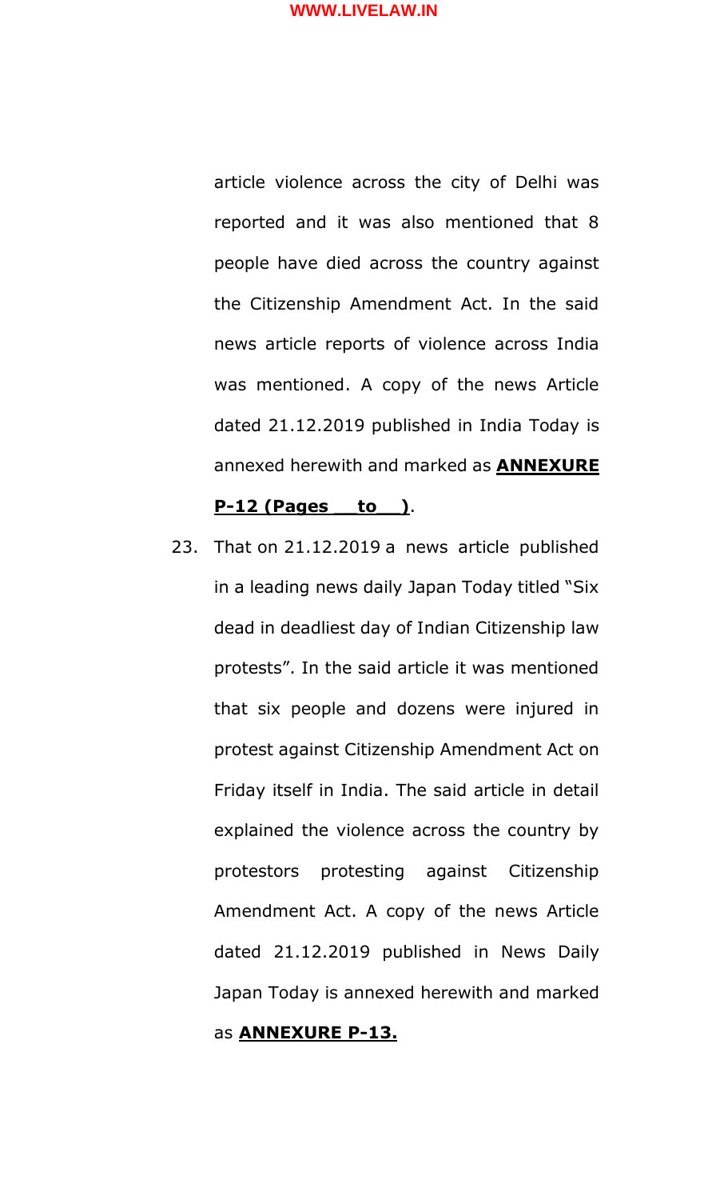article violence across the city of Delhi was reported and it was also mentioned that 8 people have died across the country against the Citizenship Amendment Act. In the said news article reports of violence across India was mentioned. A copy of the news Article dated 21.12.2019 published in India Today is annexed herewith and marked as **ANNEXURE P-12 (Pages __ to __)**.

23. That on 21.12.2019 a news article published in a leading news daily Japan Today titled "Six dead in deadliest day of Indian Citizenship law protests". In the said article it was mentioned that six people and dozens were injured in protest against Citizenship Amendment Act on Friday itself in India. The said article in detail explained the violence across the country by protestors protesting against Citizenship Amendment Act. A copy of the news Article dated 21.12.2019 published in News Daily Japan Today is annexed herewith and marked as **ANNEXURE P-13.**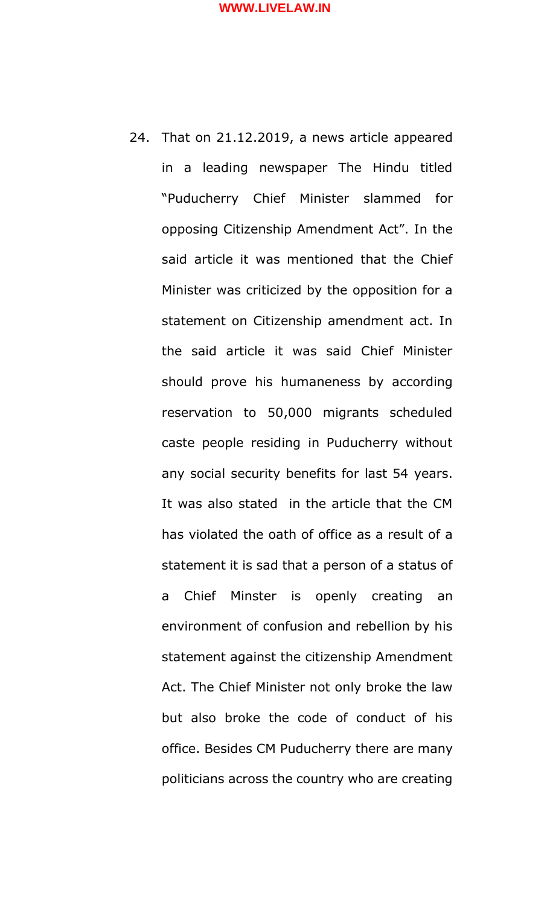24. That on 21.12.2019, a news article appeared in a leading newspaper The Hindu titled "Puducherry Chief Minister slammed for opposing Citizenship Amendment Act". In the said article it was mentioned that the Chief Minister was criticized by the opposition for a statement on Citizenship amendment act. In the said article it was said Chief Minister should prove his humaneness by according reservation to 50,000 migrants scheduled caste people residing in Puducherry without any social security benefits for last 54 years. It was also stated in the article that the CM has violated the oath of office as a result of a statement it is sad that a person of a status of a Chief Minster is openly creating an environment of confusion and rebellion by his statement against the citizenship Amendment Act. The Chief Minister not only broke the law but also broke the code of conduct of his office. Besides CM Puducherry there are many politicians across the country who are creating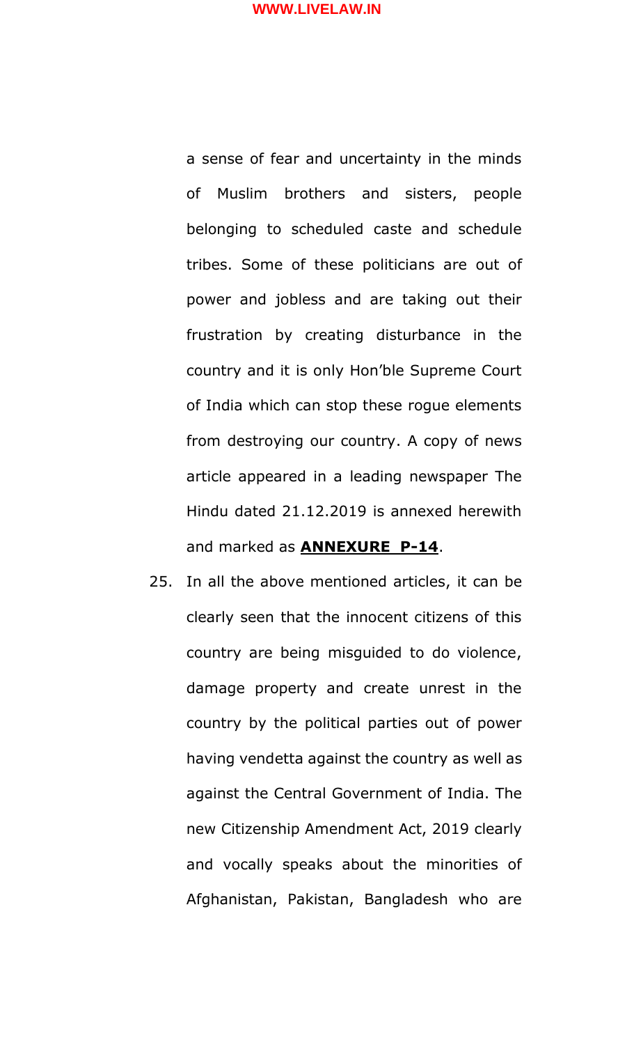a sense of fear and uncertainty in the minds of Muslim brothers and sisters, people belonging to scheduled caste and schedule tribes. Some of these politicians are out of power and jobless and are taking out their frustration by creating disturbance in the country and it is only Hon'ble Supreme Court of India which can stop these rogue elements from destroying our country. A copy of news article appeared in a leading newspaper The Hindu dated 21.12.2019 is annexed herewith and marked as **ANNEXURE P-14**.

25. In all the above mentioned articles, it can be clearly seen that the innocent citizens of this country are being misguided to do violence, damage property and create unrest in the country by the political parties out of power having vendetta against the country as well as against the Central Government of India. The new Citizenship Amendment Act, 2019 clearly and vocally speaks about the minorities of Afghanistan, Pakistan, Bangladesh who are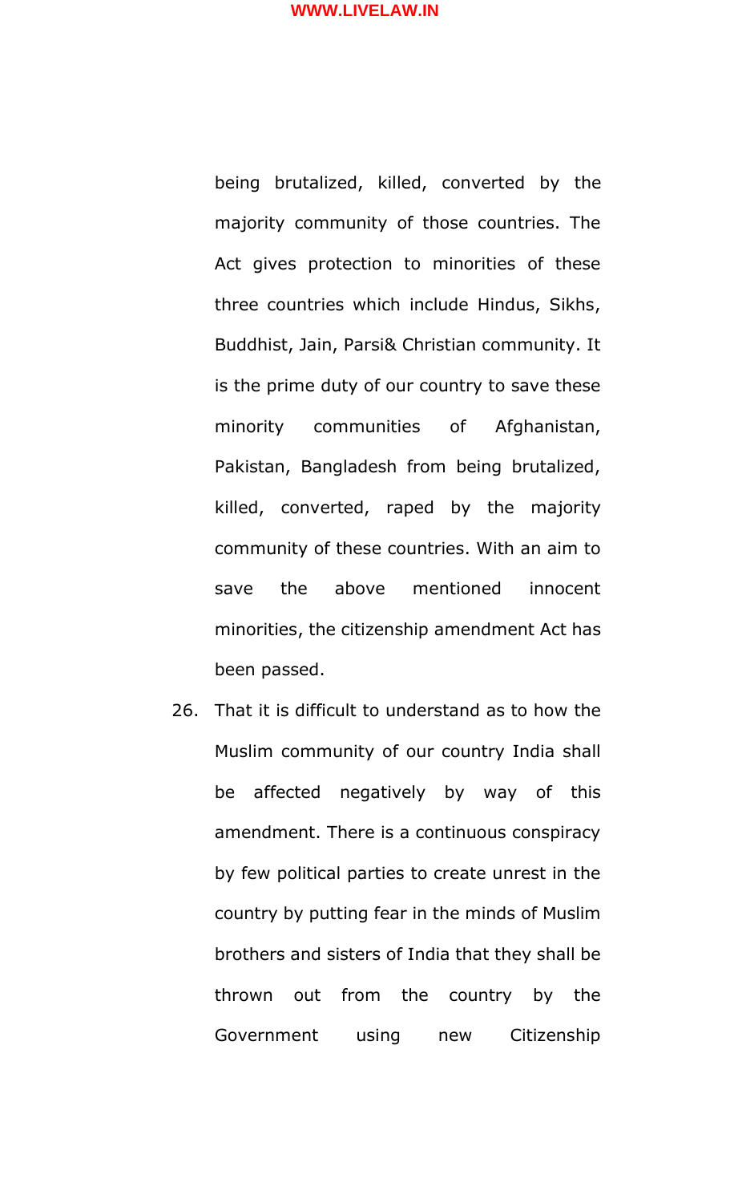being brutalized, killed, converted by the majority community of those countries. The Act gives protection to minorities of these three countries which include Hindus, Sikhs, Buddhist, Jain, Parsi& Christian community. It is the prime duty of our country to save these minority communities of Afghanistan, Pakistan, Bangladesh from being brutalized, killed, converted, raped by the majority community of these countries. With an aim to save the above mentioned innocent minorities, the citizenship amendment Act has been passed.

26. That it is difficult to understand as to how the Muslim community of our country India shall be affected negatively by way of this amendment. There is a continuous conspiracy by few political parties to create unrest in the country by putting fear in the minds of Muslim brothers and sisters of India that they shall be thrown out from the country by the Government using new Citizenship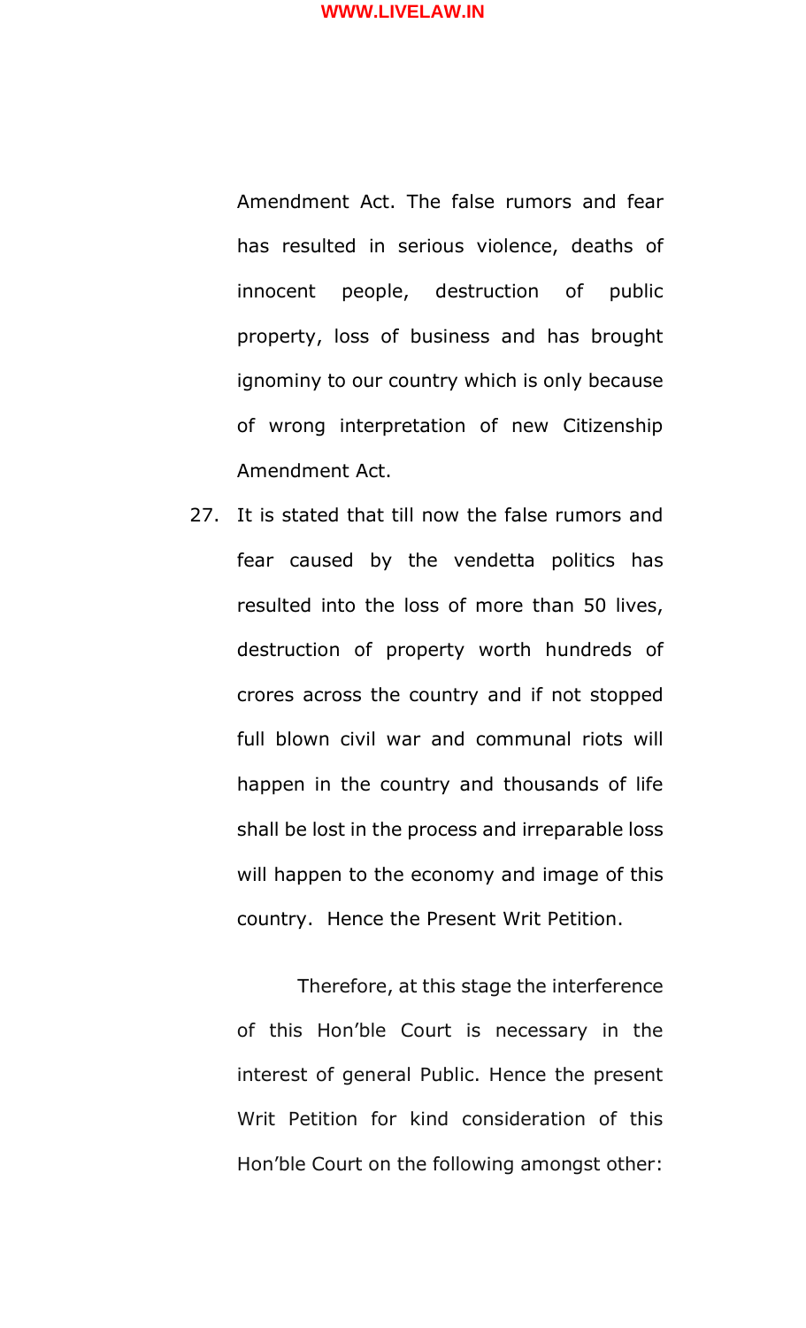Amendment Act. The false rumors and fear has resulted in serious violence, deaths of innocent people, destruction of public property, loss of business and has brought ignominy to our country which is only because of wrong interpretation of new Citizenship Amendment Act.

27. It is stated that till now the false rumors and fear caused by the vendetta politics has resulted into the loss of more than 50 lives, destruction of property worth hundreds of crores across the country and if not stopped full blown civil war and communal riots will happen in the country and thousands of life shall be lost in the process and irreparable loss will happen to the economy and image of this country. Hence the Present Writ Petition.

Therefore, at this stage the interference of this Hon'ble Court is necessary in the interest of general Public. Hence the present Writ Petition for kind consideration of this Hon'ble Court on the following amongst other: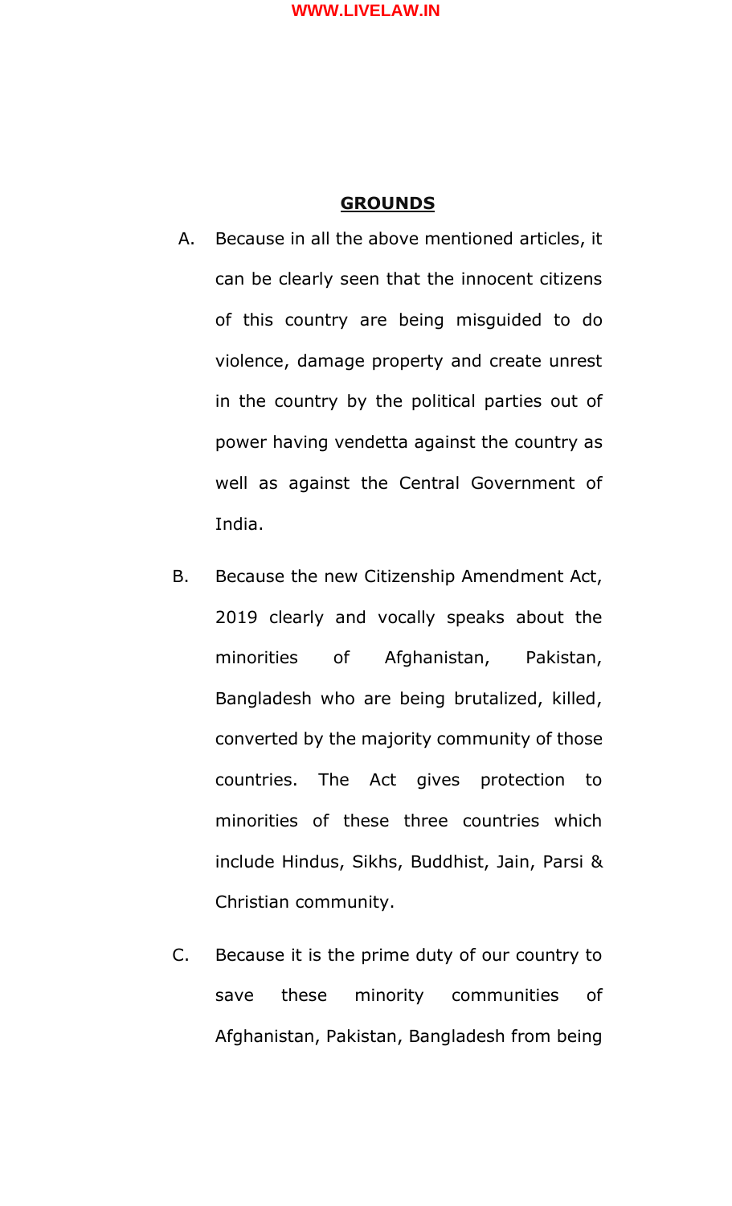## **GROUNDS**

A. Because in all the above mentioned articles, it can be clearly seen that the innocent citizens of this country are being misguided to do violence, damage property and create unrest in the country by the political parties out of power having vendetta against the country as well as against the Central Government of India.

B. Because the new Citizenship Amendment Act, 2019 clearly and vocally speaks about the minorities of Afghanistan, Pakistan, Bangladesh who are being brutalized, killed, converted by the majority community of those countries. The Act gives protection to minorities of these three countries which include Hindus, Sikhs, Buddhist, Jain, Parsi & Christian community.

C. Because it is the prime duty of our country to save these minority communities of Afghanistan, Pakistan, Bangladesh from being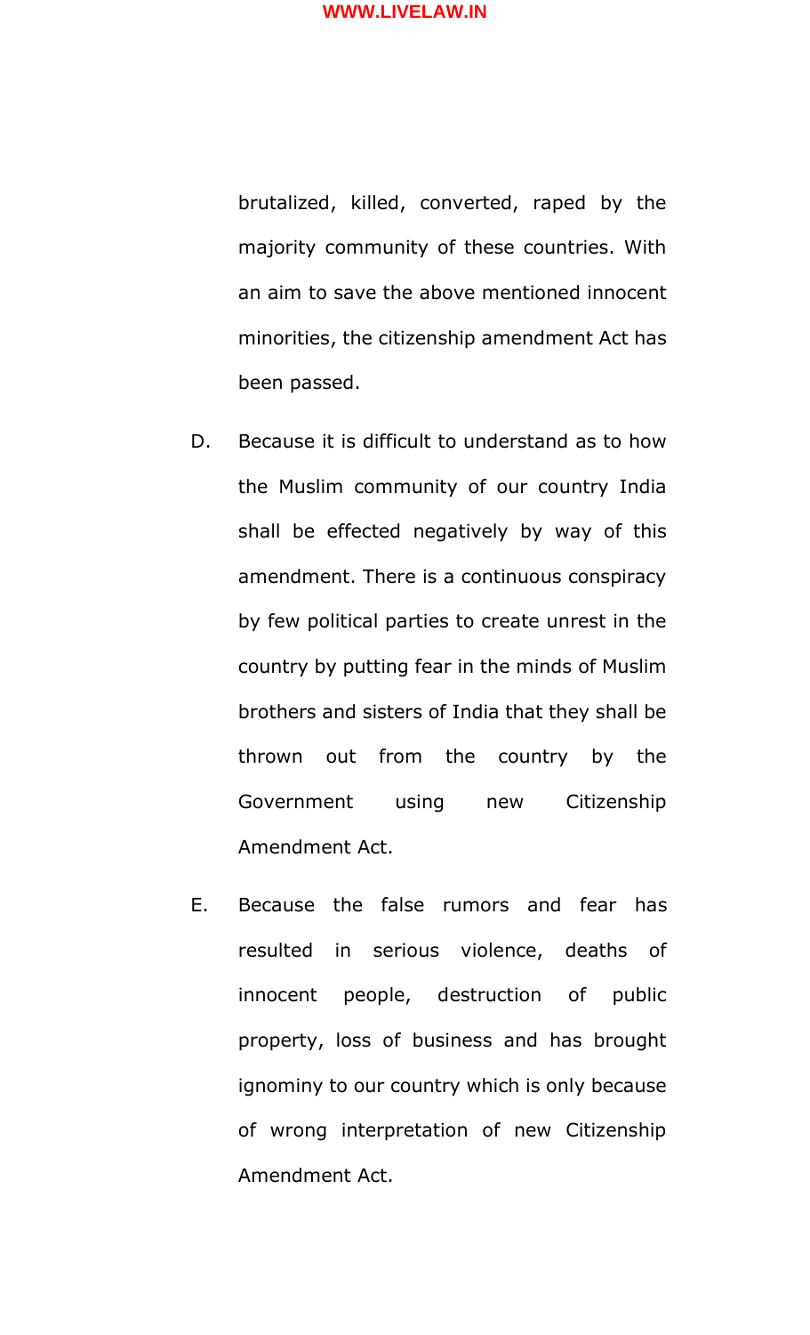brutalized, killed, converted, raped by the majority community of these countries. With an aim to save the above mentioned innocent minorities, the citizenship amendment Act has been passed.

D. Because it is difficult to understand as to how the Muslim community of our country India shall be effected negatively by way of this amendment. There is a continuous conspiracy by few political parties to create unrest in the country by putting fear in the minds of Muslim brothers and sisters of India that they shall be thrown out from the country by the Government using new Citizenship Amendment Act.

E. Because the false rumors and fear has resulted in serious violence, deaths of innocent people, destruction of public property, loss of business and has brought ignominy to our country which is only because of wrong interpretation of new Citizenship Amendment Act.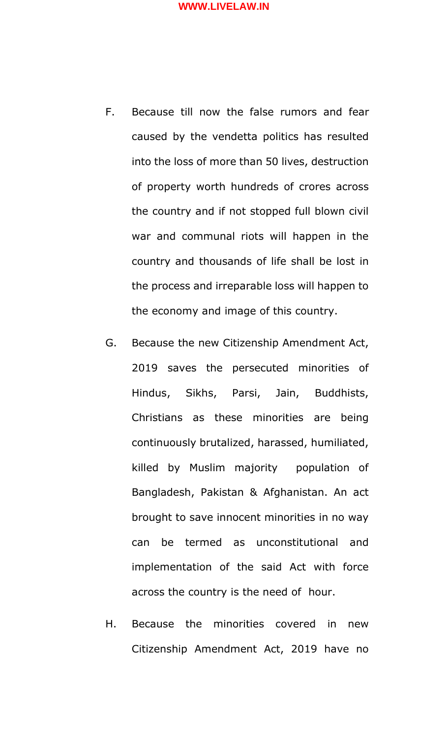F. Because till now the false rumors and fear caused by the vendetta politics has resulted into the loss of more than 50 lives, destruction of property worth hundreds of crores across the country and if not stopped full blown civil war and communal riots will happen in the country and thousands of life shall be lost in the process and irreparable loss will happen to the economy and image of this country.

G. Because the new Citizenship Amendment Act, 2019 saves the persecuted minorities of Hindus, Sikhs, Parsi, Jain, Buddhists, Christians as these minorities are being continuously brutalized, harassed, humiliated, killed by Muslim majority population of Bangladesh, Pakistan & Afghanistan. An act brought to save innocent minorities in no way can be termed as unconstitutional and implementation of the said Act with force across the country is the need of hour.

H. Because the minorities covered in new Citizenship Amendment Act, 2019 have no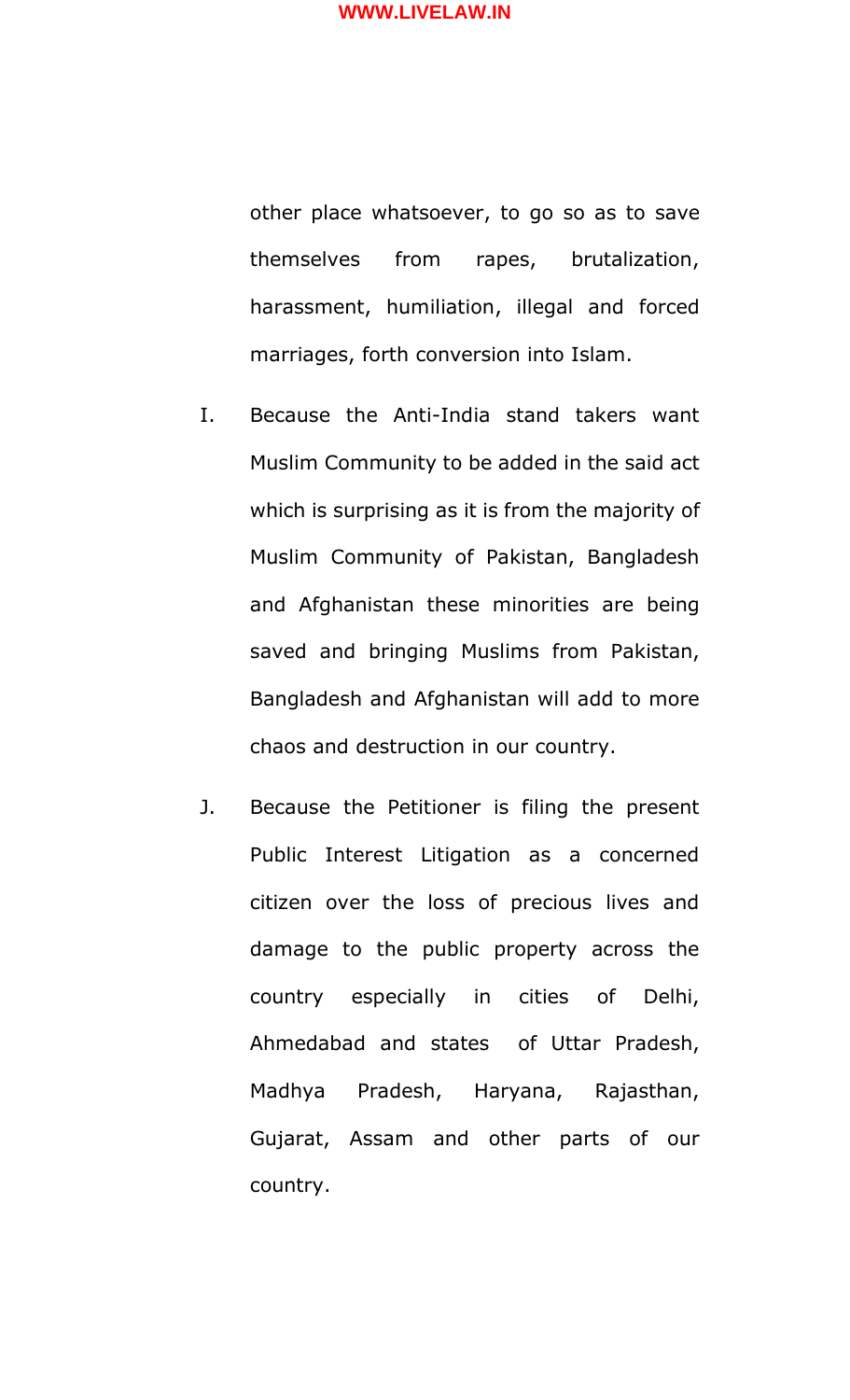other place whatsoever, to go so as to save themselves from rapes, brutalization, harassment, humiliation, illegal and forced marriages, forth conversion into Islam.

I. Because the Anti-India stand takers want Muslim Community to be added in the said act which is surprising as it is from the majority of Muslim Community of Pakistan, Bangladesh and Afghanistan these minorities are being saved and bringing Muslims from Pakistan, Bangladesh and Afghanistan will add to more chaos and destruction in our country.

J. Because the Petitioner is filing the present Public Interest Litigation as a concerned citizen over the loss of precious lives and damage to the public property across the country especially in cities of Delhi, Ahmedabad and states of Uttar Pradesh, Madhya Pradesh, Haryana, Rajasthan, Gujarat, Assam and other parts of our country.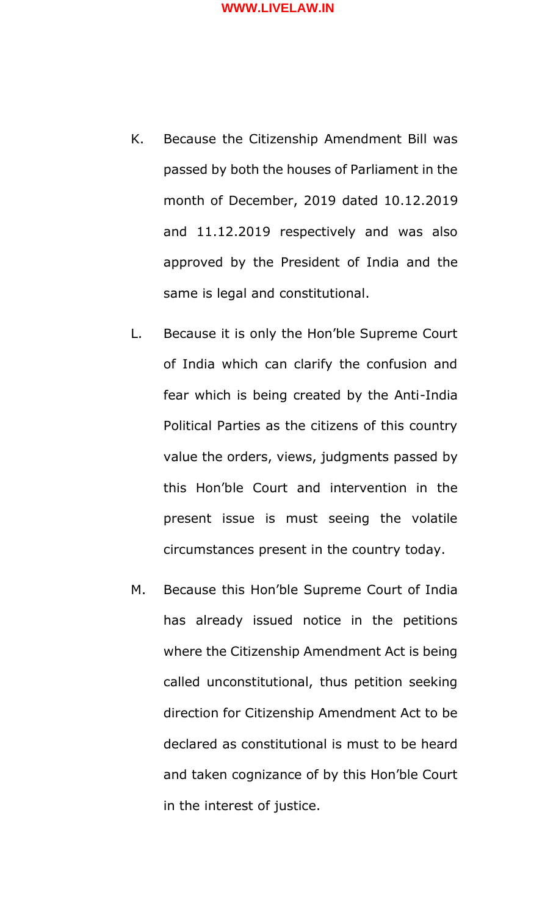K. Because the Citizenship Amendment Bill was passed by both the houses of Parliament in the month of December, 2019 dated 10.12.2019 and 11.12.2019 respectively and was also approved by the President of India and the same is legal and constitutional.

L. Because it is only the Hon'ble Supreme Court of India which can clarify the confusion and fear which is being created by the Anti-India Political Parties as the citizens of this country value the orders, views, judgments passed by this Hon'ble Court and intervention in the present issue is must seeing the volatile circumstances present in the country today.

M. Because this Hon'ble Supreme Court of India has already issued notice in the petitions where the Citizenship Amendment Act is being called unconstitutional, thus petition seeking direction for Citizenship Amendment Act to be declared as constitutional is must to be heard and taken cognizance of by this Hon'ble Court in the interest of justice.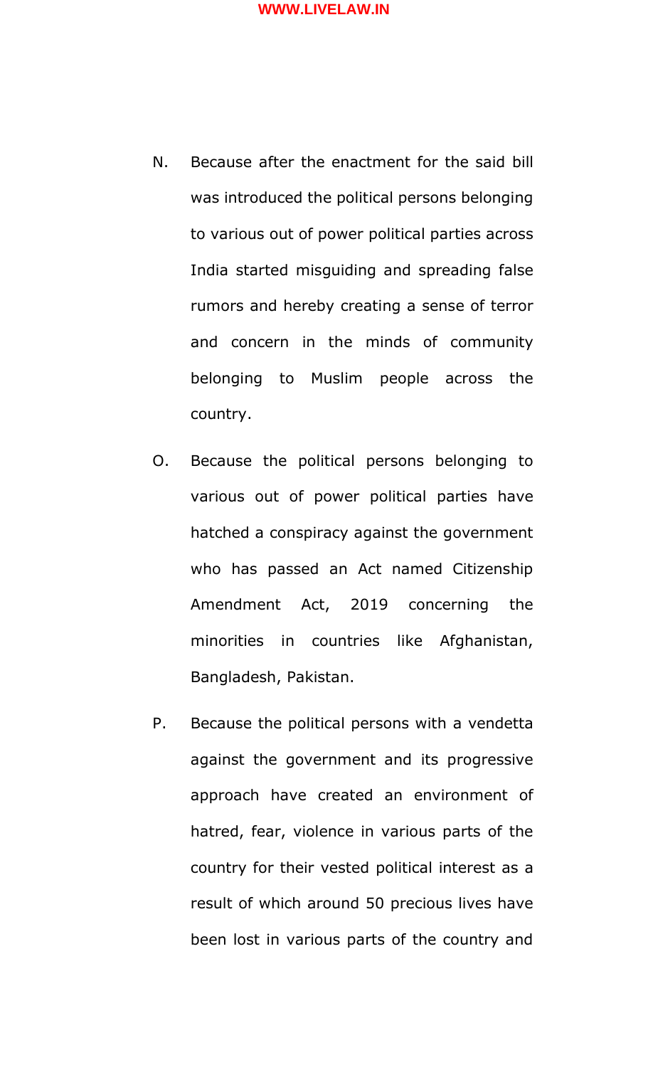N. Because after the enactment for the said bill was introduced the political persons belonging to various out of power political parties across India started misguiding and spreading false rumors and hereby creating a sense of terror and concern in the minds of community belonging to Muslim people across the country.

O. Because the political persons belonging to various out of power political parties have hatched a conspiracy against the government who has passed an Act named Citizenship Amendment Act, 2019 concerning the minorities in countries like Afghanistan, Bangladesh, Pakistan.

P. Because the political persons with a vendetta against the government and its progressive approach have created an environment of hatred, fear, violence in various parts of the country for their vested political interest as a result of which around 50 precious lives have been lost in various parts of the country and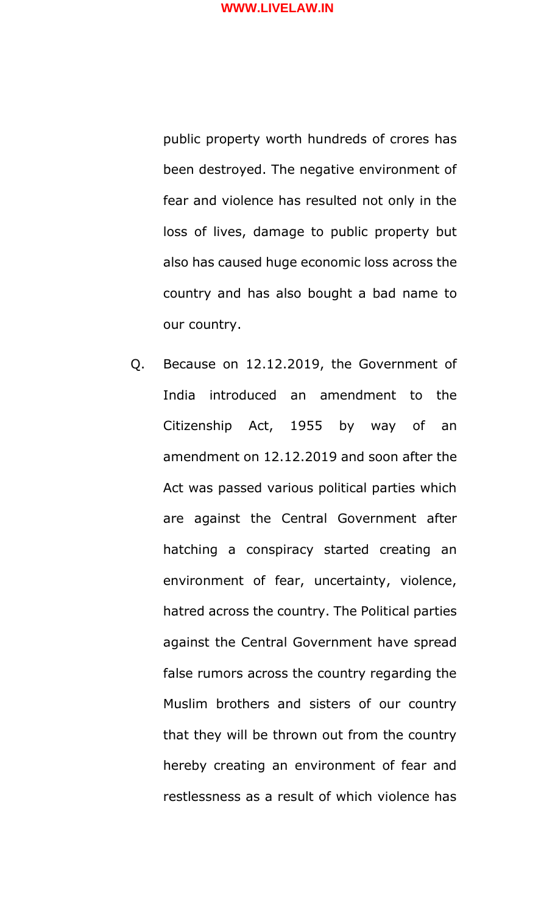public property worth hundreds of crores has been destroyed. The negative environment of fear and violence has resulted not only in the loss of lives, damage to public property but also has caused huge economic loss across the country and has also bought a bad name to our country.

Q. Because on 12.12.2019, the Government of India introduced an amendment to the Citizenship Act, 1955 by way of an amendment on 12.12.2019 and soon after the Act was passed various political parties which are against the Central Government after hatching a conspiracy started creating an environment of fear, uncertainty, violence, hatred across the country. The Political parties against the Central Government have spread false rumors across the country regarding the Muslim brothers and sisters of our country that they will be thrown out from the country hereby creating an environment of fear and restlessness as a result of which violence has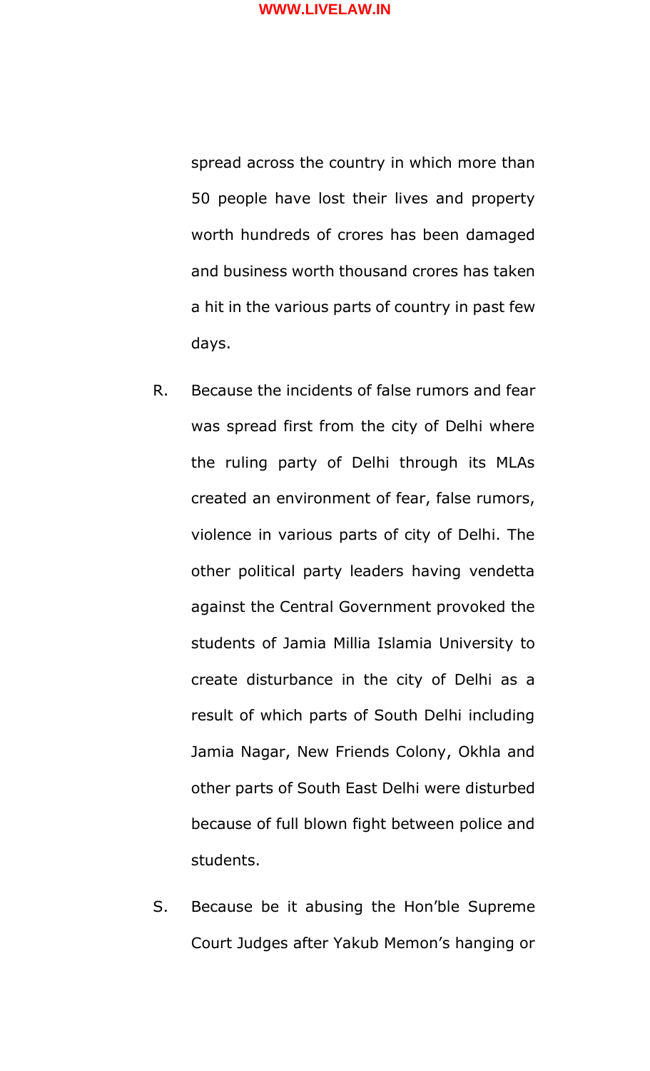spread across the country in which more than 50 people have lost their lives and property worth hundreds of crores has been damaged and business worth thousand crores has taken a hit in the various parts of country in past few days.

R. Because the incidents of false rumors and fear was spread first from the city of Delhi where the ruling party of Delhi through its MLAs created an environment of fear, false rumors, violence in various parts of city of Delhi. The other political party leaders having vendetta against the Central Government provoked the students of Jamia Millia Islamia University to create disturbance in the city of Delhi as a result of which parts of South Delhi including Jamia Nagar, New Friends Colony, Okhla and other parts of South East Delhi were disturbed because of full blown fight between police and students.

S. Because be it abusing the Hon'ble Supreme Court Judges after Yakub Memon's hanging or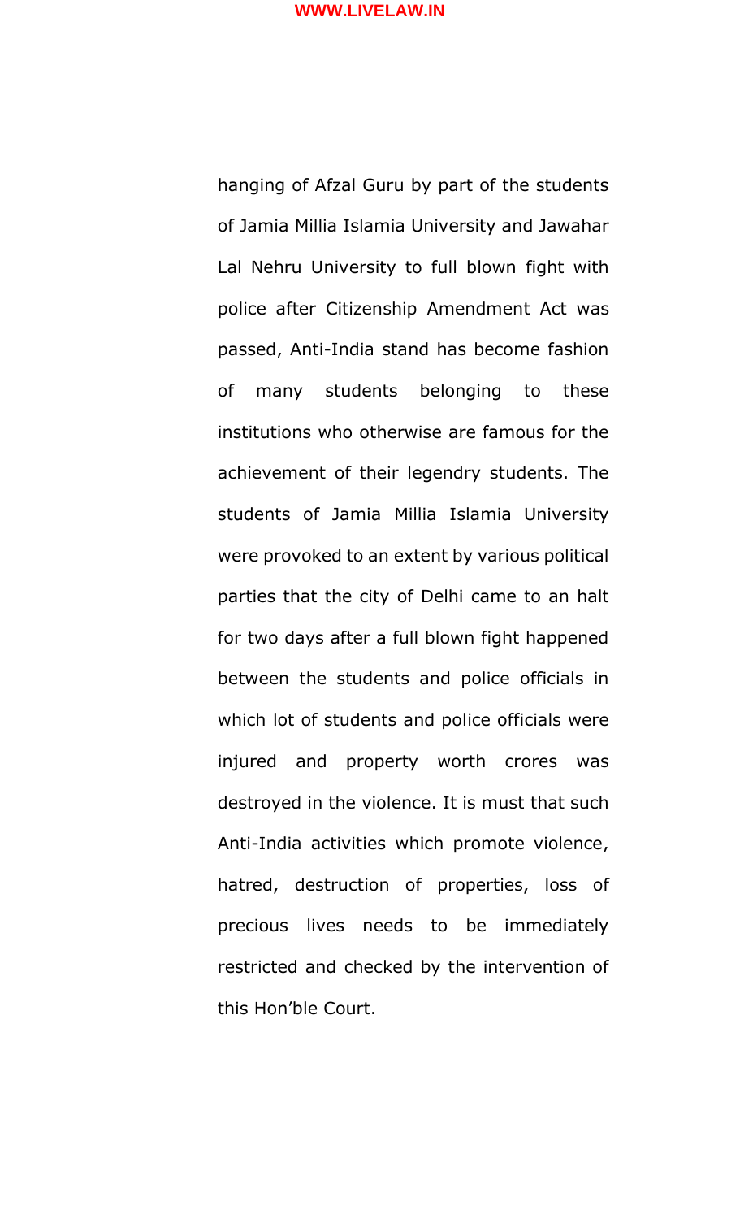hanging of Afzal Guru by part of the students of Jamia Millia Islamia University and Jawahar Lal Nehru University to full blown fight with police after Citizenship Amendment Act was passed, Anti-India stand has become fashion of many students belonging to these institutions who otherwise are famous for the achievement of their legendry students. The students of Jamia Millia Islamia University were provoked to an extent by various political parties that the city of Delhi came to an halt for two days after a full blown fight happened between the students and police officials in which lot of students and police officials were injured and property worth crores was destroyed in the violence. It is must that such Anti-India activities which promote violence, hatred, destruction of properties, loss of precious lives needs to be immediately restricted and checked by the intervention of this Hon'ble Court.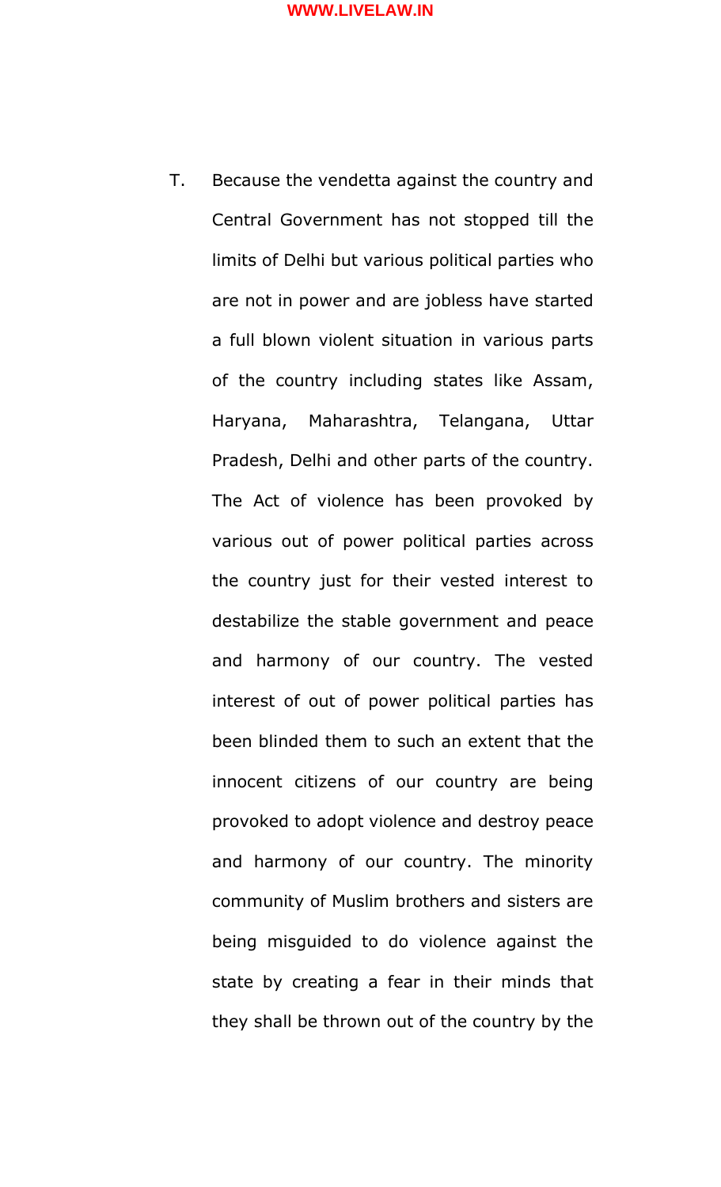T. Because the vendetta against the country and Central Government has not stopped till the limits of Delhi but various political parties who are not in power and are jobless have started a full blown violent situation in various parts of the country including states like Assam, Haryana, Maharashtra, Telangana, Uttar Pradesh, Delhi and other parts of the country. The Act of violence has been provoked by various out of power political parties across the country just for their vested interest to destabilize the stable government and peace and harmony of our country. The vested interest of out of power political parties has been blinded them to such an extent that the innocent citizens of our country are being provoked to adopt violence and destroy peace and harmony of our country. The minority community of Muslim brothers and sisters are being misguided to do violence against the state by creating a fear in their minds that they shall be thrown out of the country by the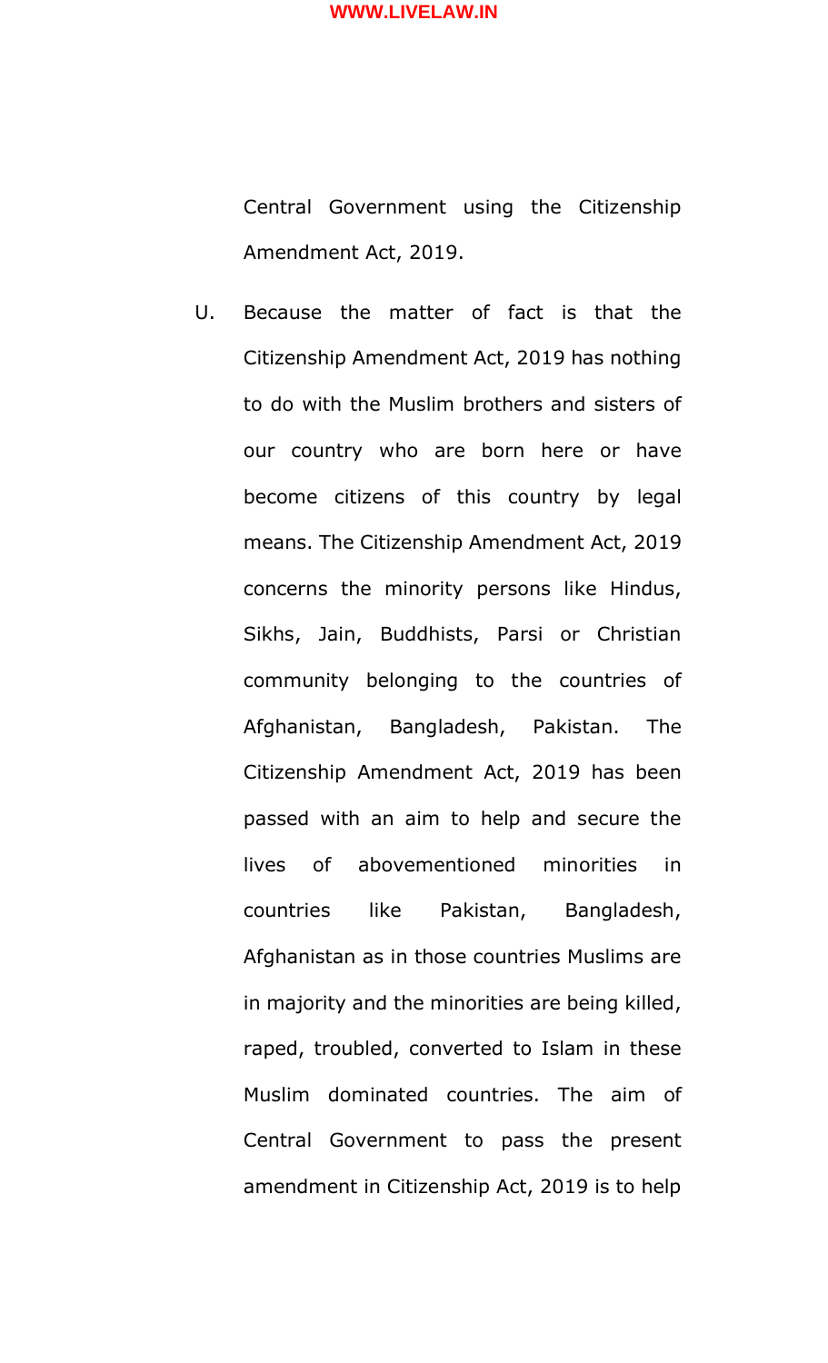Central Government using the Citizenship Amendment Act, 2019.

U. Because the matter of fact is that the Citizenship Amendment Act, 2019 has nothing to do with the Muslim brothers and sisters of our country who are born here or have become citizens of this country by legal means. The Citizenship Amendment Act, 2019 concerns the minority persons like Hindus, Sikhs, Jain, Buddhists, Parsi or Christian community belonging to the countries of Afghanistan, Bangladesh, Pakistan. The Citizenship Amendment Act, 2019 has been passed with an aim to help and secure the lives of abovementioned minorities in countries like Pakistan, Bangladesh, Afghanistan as in those countries Muslims are in majority and the minorities are being killed, raped, troubled, converted to Islam in these Muslim dominated countries. The aim of Central Government to pass the present amendment in Citizenship Act, 2019 is to help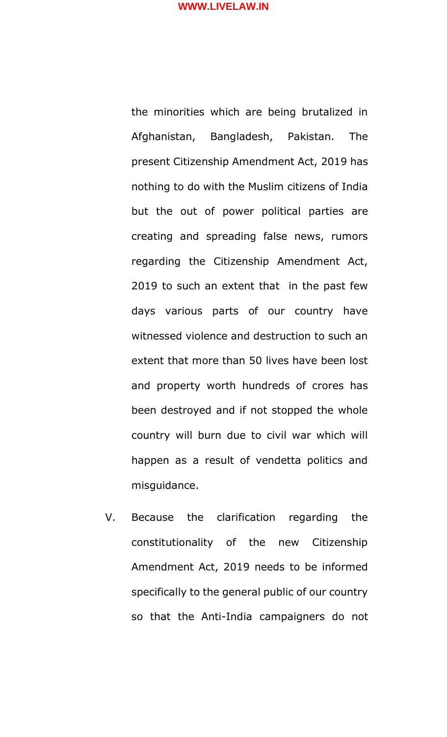the minorities which are being brutalized in Afghanistan, Bangladesh, Pakistan. The present Citizenship Amendment Act, 2019 has nothing to do with the Muslim citizens of India but the out of power political parties are creating and spreading false news, rumors regarding the Citizenship Amendment Act, 2019 to such an extent that in the past few days various parts of our country have witnessed violence and destruction to such an extent that more than 50 lives have been lost and property worth hundreds of crores has been destroyed and if not stopped the whole country will burn due to civil war which will happen as a result of vendetta politics and misguidance.

V. Because the clarification regarding the constitutionality of the new Citizenship Amendment Act, 2019 needs to be informed specifically to the general public of our country so that the Anti-India campaigners do not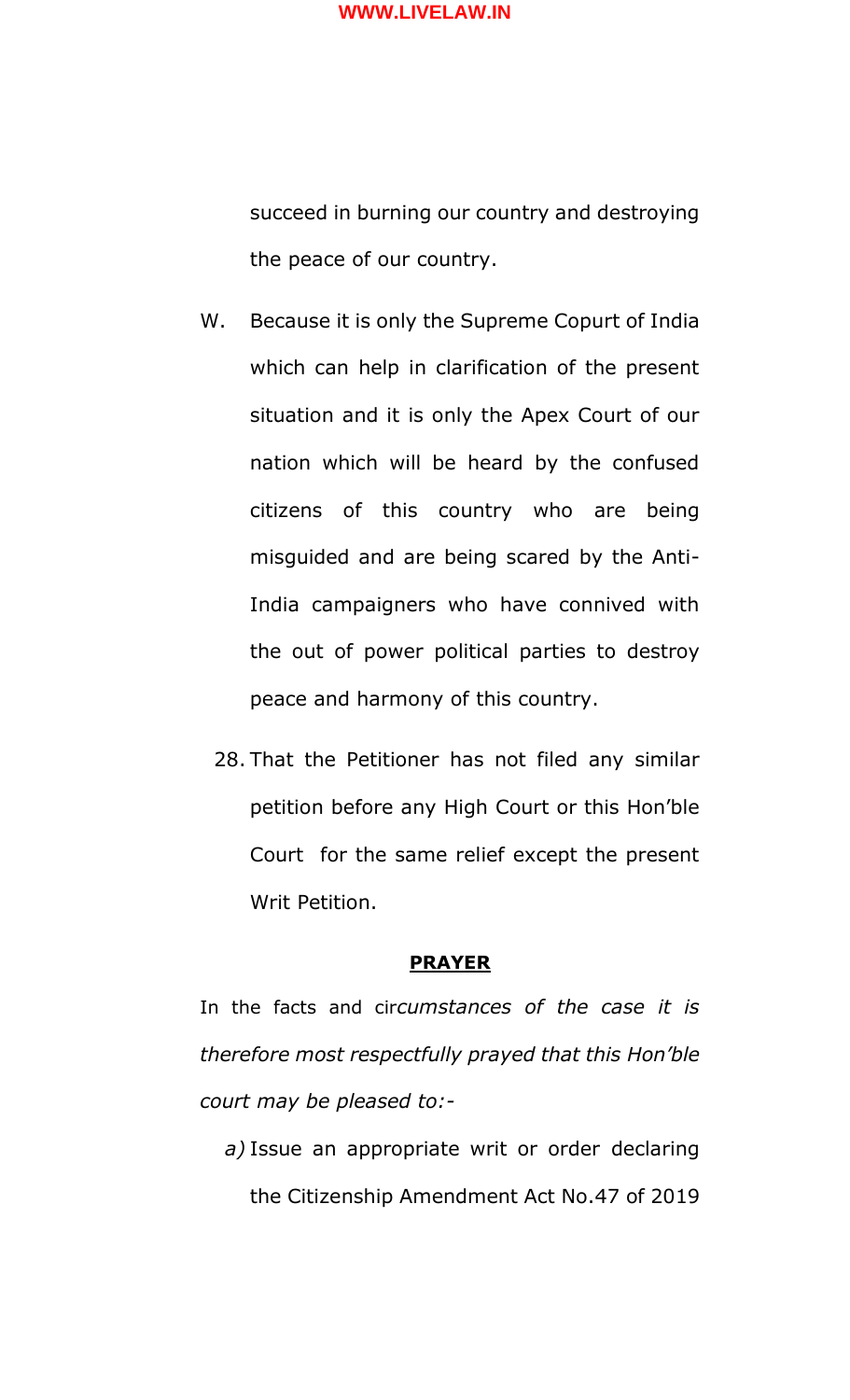succeed in burning our country and destroying the peace of our country.

W. Because it is only the Supreme Copurt of India which can help in clarification of the present situation and it is only the Apex Court of our nation which will be heard by the confused citizens of this country who are being misguided and are being scared by the Anti-India campaigners who have connived with the out of power political parties to destroy peace and harmony of this country.

28. That the Petitioner has not filed any similar petition before any High Court or this Hon'ble Court for the same relief except the present Writ Petition.

**PRAYER**

In the facts and cir*cumstances of the case it is therefore most respectfully prayed that this Hon'ble court may be pleased to:-*

*a)* Issue an appropriate writ or order declaring the Citizenship Amendment Act No.47 of 2019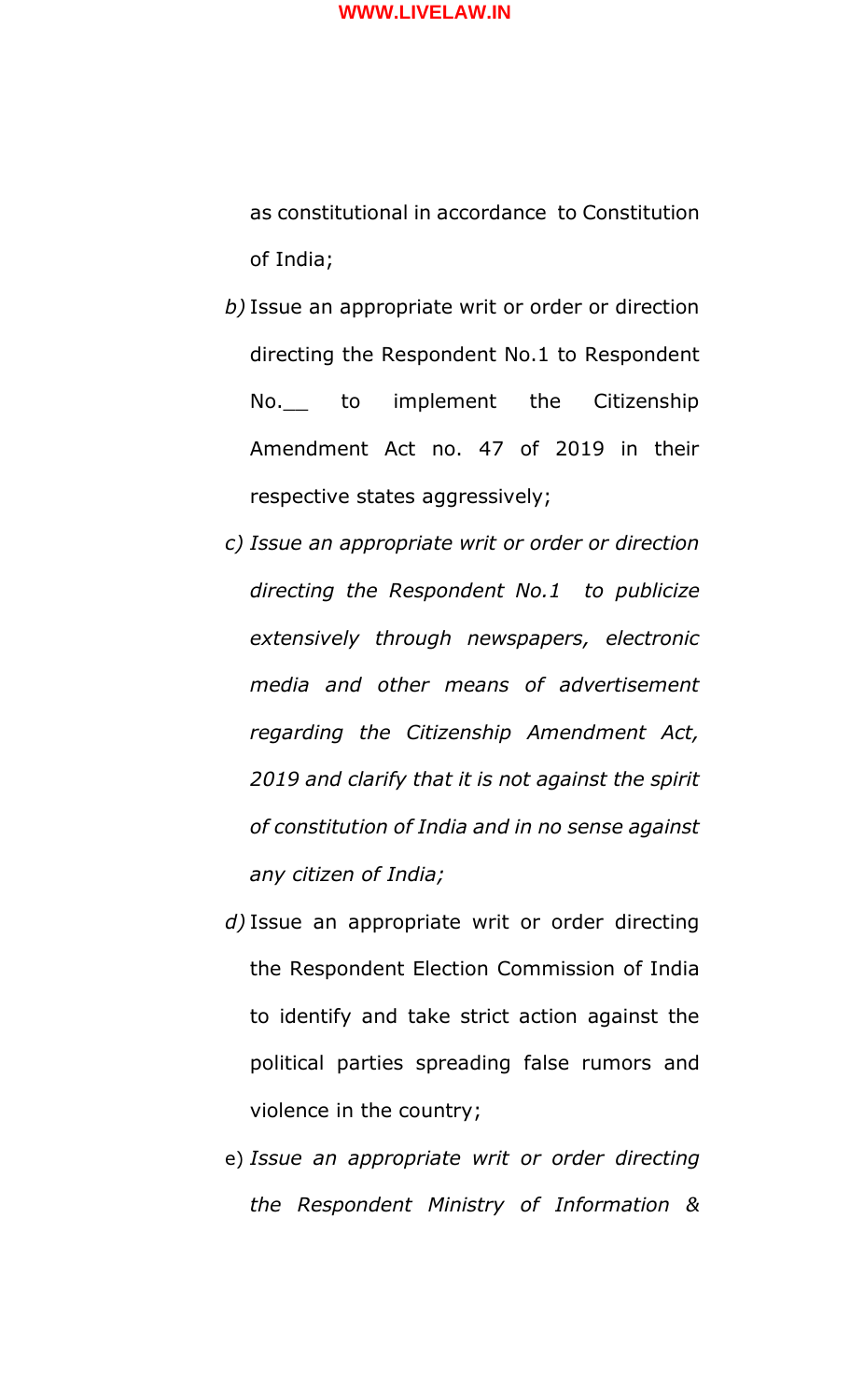as constitutional in accordance to Constitution of India;

*b)* Issue an appropriate writ or order or direction directing the Respondent No.1 to Respondent No.__ to implement the Citizenship Amendment Act no. 47 of 2019 in their respective states aggressively;

*c) Issue an appropriate writ or order or direction directing the Respondent No.1 to publicize extensively through newspapers, electronic media and other means of advertisement regarding the Citizenship Amendment Act, 2019 and clarify that it is not against the spirit of constitution of India and in no sense against any citizen of India;*

*d)* Issue an appropriate writ or order directing the Respondent Election Commission of India to identify and take strict action against the political parties spreading false rumors and violence in the country;

e) *Issue an appropriate writ or order directing the Respondent Ministry of Information &*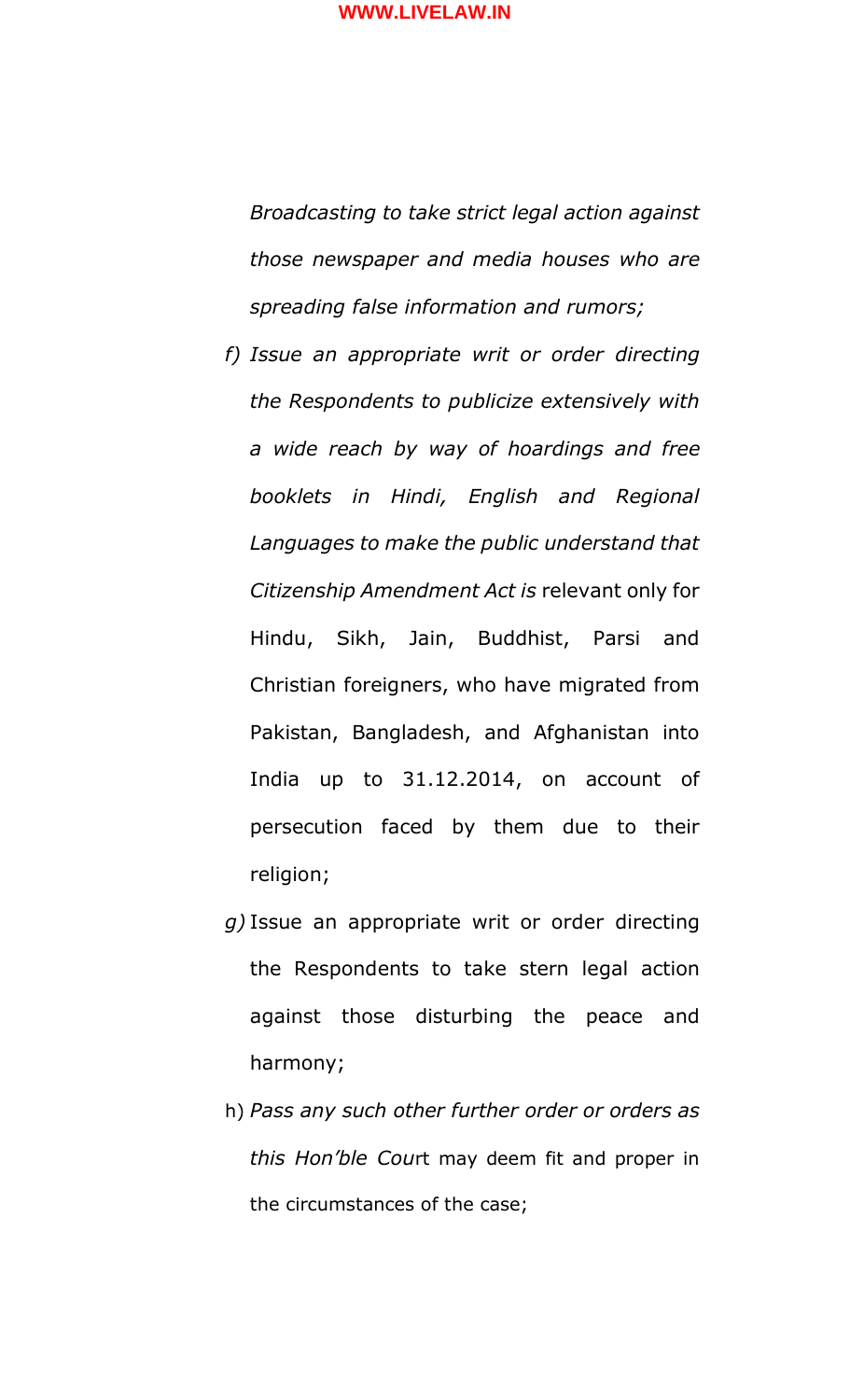*Broadcasting to take strict legal action against those newspaper and media houses who are spreading false information and rumors;*

f) *Issue an appropriate writ or order directing the Respondents to publicize extensively with a wide reach by way of hoardings and free booklets in Hindi, English and Regional Languages to make the public understand that Citizenship Amendment Act is* relevant only for Hindu, Sikh, Jain, Buddhist, Parsi and Christian foreigners, who have migrated from Pakistan, Bangladesh, and Afghanistan into India up to 31.12.2014, on account of persecution faced by them due to their religion;

*g)* Issue an appropriate writ or order directing the Respondents to take stern legal action against those disturbing the peace and harmony;

h) *Pass any such other further order or orders as this Hon'ble Cou*rt may deem fit and proper in the circumstances of the case;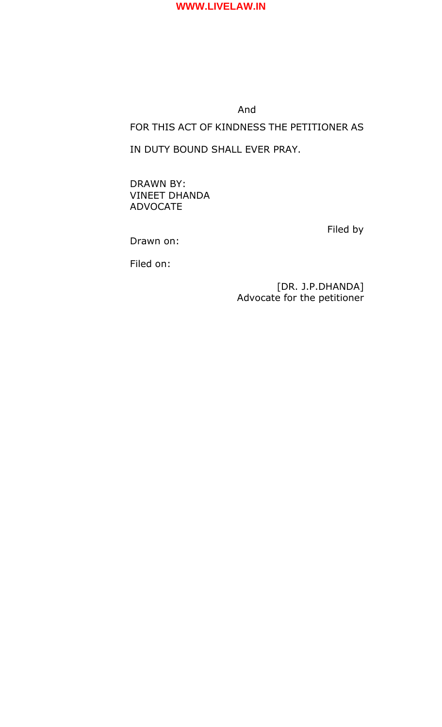And

FOR THIS ACT OF KINDNESS THE PETITIONER AS

IN DUTY BOUND SHALL EVER PRAY.

DRAWN BY:
VINEET DHANDA
ADVOCATE

Filed by

Drawn on:

Filed on:

[DR. J.P.DHANDA]
Advocate for the petitioner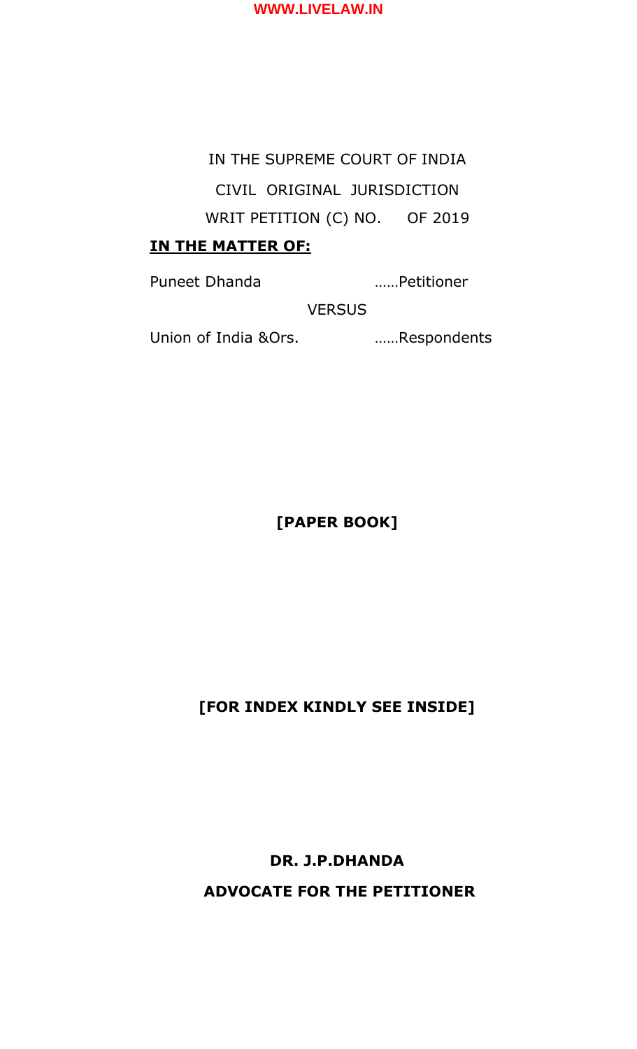IN THE SUPREME COURT OF INDIA

CIVIL ORIGINAL JURISDICTION

WRIT PETITION (C) NO. OF 2019

**IN THE MATTER OF:**

Puneet Dhanda ……Petitioner

VERSUS

Union of India &Ors. ……Respondents

**[PAPER BOOK]**

**[FOR INDEX KINDLY SEE INSIDE]**

**DR. J.P.DHANDA**

**ADVOCATE FOR THE PETITIONER**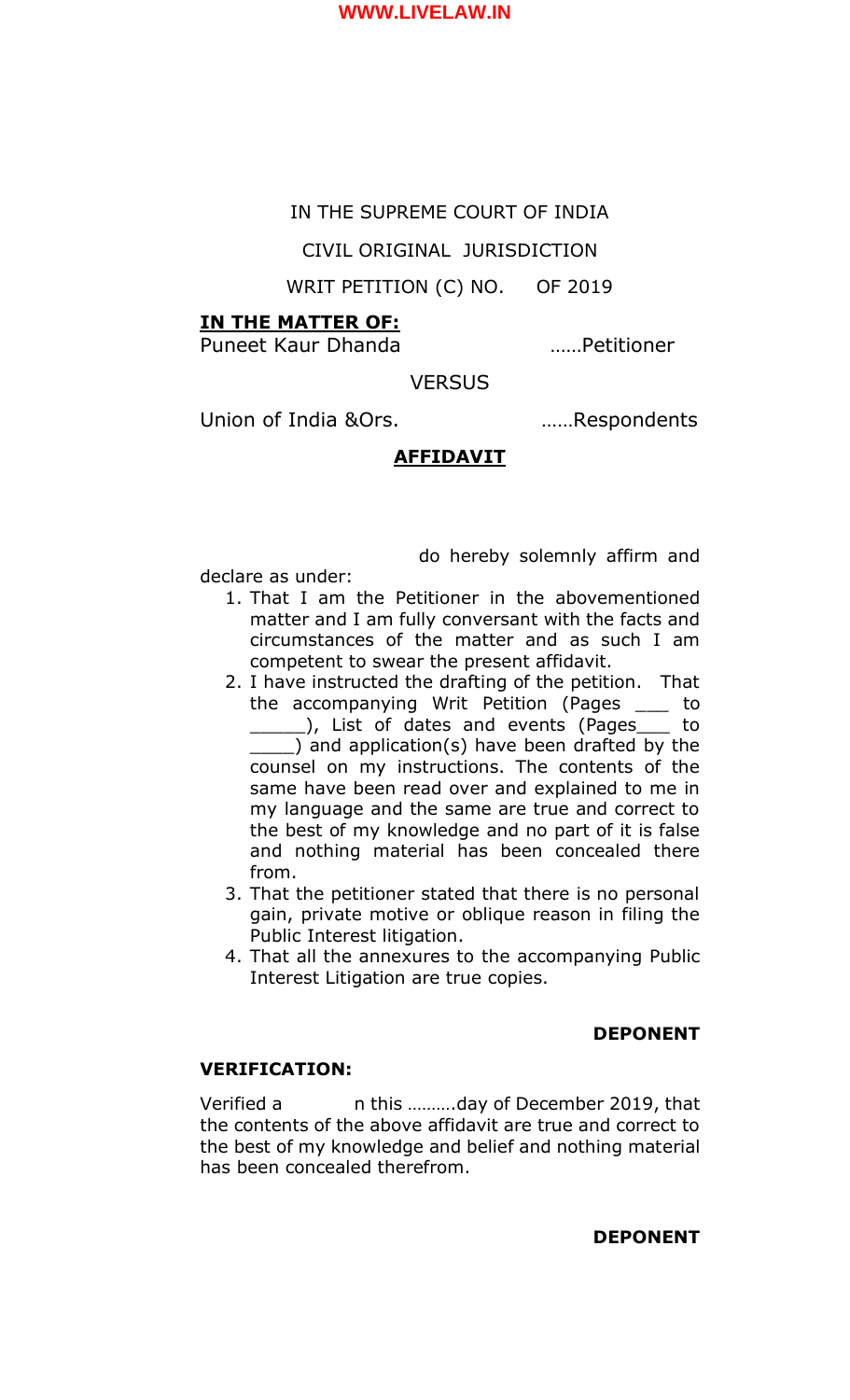IN THE SUPREME COURT OF INDIA

CIVIL ORIGINAL JURISDICTION

WRIT PETITION (C) NO. OF 2019

**IN THE MATTER OF:**

Puneet Kaur Dhanda ……Petitioner

VERSUS

Union of India &Ors. ……Respondents

**AFFIDAVIT**

do hereby solemnly affirm and declare as under:

1. That I am the Petitioner in the abovementioned matter and I am fully conversant with the facts and circumstances of the matter and as such I am competent to swear the present affidavit.
2. I have instructed the drafting of the petition. That the accompanying Writ Petition (Pages ___ to _____), List of dates and events (Pages___ to ____) and application(s) have been drafted by the counsel on my instructions. The contents of the same have been read over and explained to me in my language and the same are true and correct to the best of my knowledge and no part of it is false and nothing material has been concealed there from.
3. That the petitioner stated that there is no personal gain, private motive or oblique reason in filing the Public Interest litigation.
4. That all the annexures to the accompanying Public Interest Litigation are true copies.

**DEPONENT**

**VERIFICATION:**

Verified a n this ……….day of December 2019, that the contents of the above affidavit are true and correct to the best of my knowledge and belief and nothing material has been concealed therefrom.

**DEPONENT**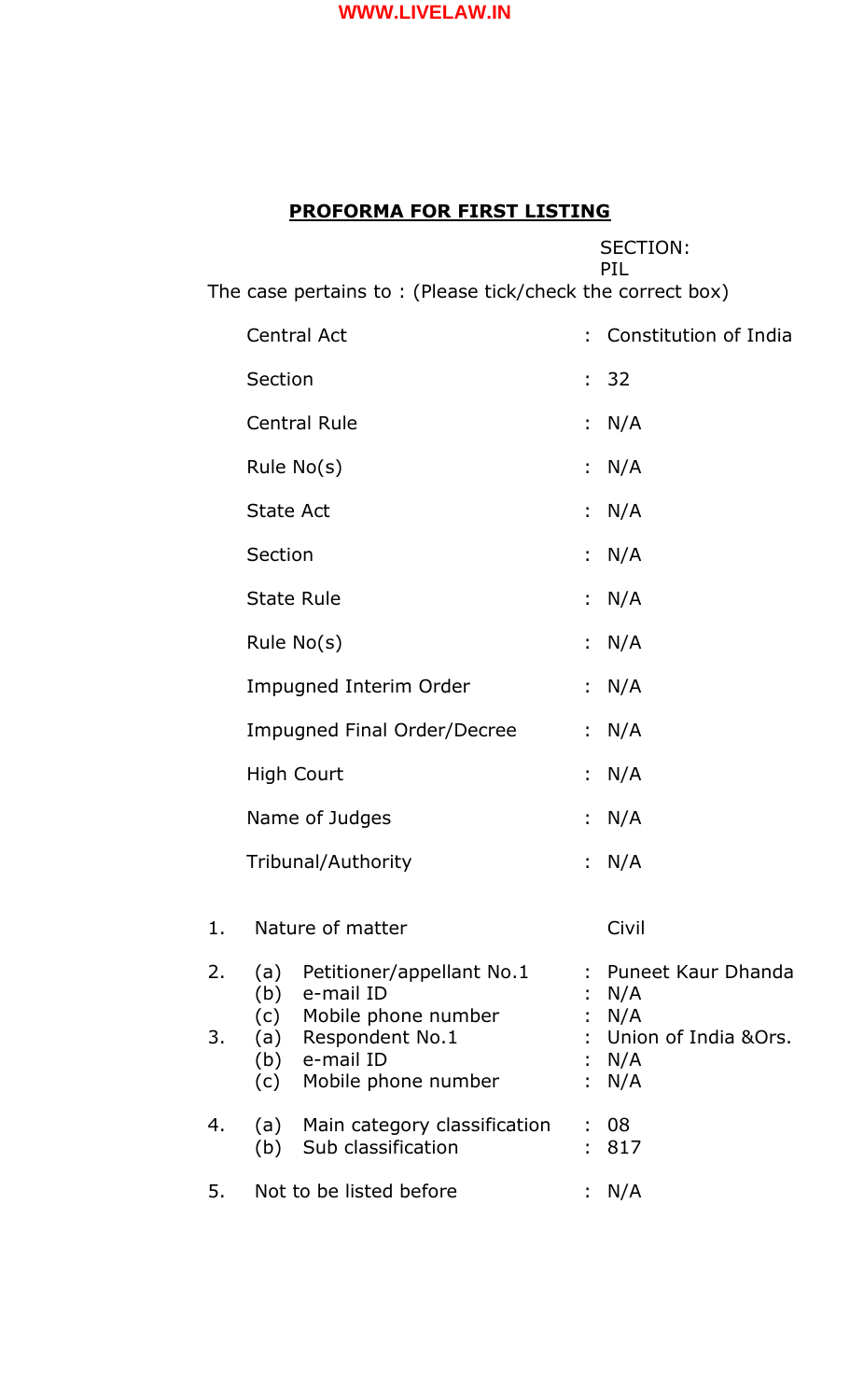## PROFORMA FOR FIRST LISTING

SECTION: PIL

The case pertains to : (Please tick/check the correct box)

| | | |
|---|---|---|
| Central Act | : | Constitution of India |
| Section | : | 32 |
| Central Rule | : | N/A |
| Rule No(s) | : | N/A |
| State Act | : | N/A |
| Section | : | N/A |
| State Rule | : | N/A |
| Rule No(s) | : | N/A |
| Impugned Interim Order | : | N/A |
| Impugned Final Order/Decree | : | N/A |
| High Court | : | N/A |
| Name of Judges | : | N/A |
| Tribunal/Authority | : | N/A |

| | | | | |
|---|---|---|---|---|
| 1. | | Nature of matter | | Civil |
| 2. | (a) | Petitioner/appellant No.1 | : | Puneet Kaur Dhanda |
| | (b) | e-mail ID | : | N/A |
| | (c) | Mobile phone number | : | N/A |
| 3. | (a) | Respondent No.1 | : | Union of India &Ors. |
| | (b) | e-mail ID | : | N/A |
| | (c) | Mobile phone number | : | N/A |
| 4. | (a) | Main category classification | : | 08 |
| | (b) | Sub classification | : | 817 |
| 5. | | Not to be listed before | : | N/A |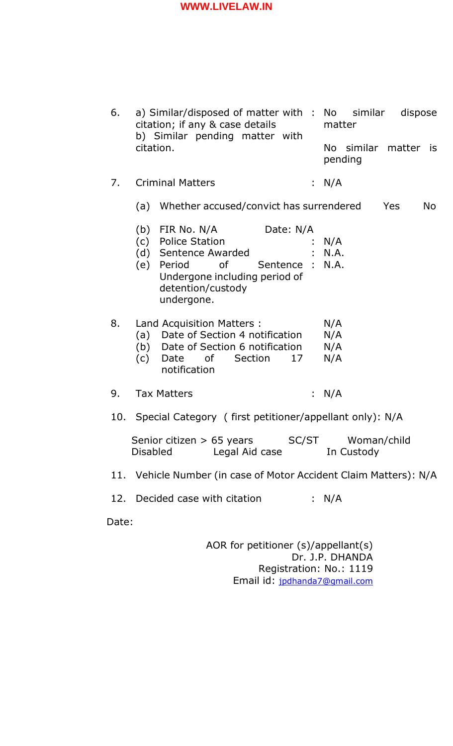6. a) Similar/disposed of matter with citation; if any & case details : No similar dispose matter

   b) Similar pending matter with citation. No similar matter is pending

7. Criminal Matters : N/A

   (a) Whether accused/convict has surrendered   Yes   No

   (b) FIR No. N/A   Date: N/A

   (c) Police Station : N/A

   (d) Sentence Awarded : N.A.

   (e) Period of Sentence Undergone including period of detention/custody undergone. : N.A.

8. Land Acquisition Matters : N/A

   (a) Date of Section 4 notification N/A

   (b) Date of Section 6 notification N/A

   (c) Date of Section 17 notification N/A

9. Tax Matters : N/A

10. Special Category ( first petitioner/appellant only): N/A

    Senior citizen > 65 years   SC/ST   Woman/child
    Disabled   Legal Aid case   In Custody

11. Vehicle Number (in case of Motor Accident Claim Matters): N/A

12. Decided case with citation : N/A

Date:

AOR for petitioner (s)/appellant(s)
Dr. J.P. DHANDA
Registration: No.: 1119
Email id: jpdhanda7@gmail.com